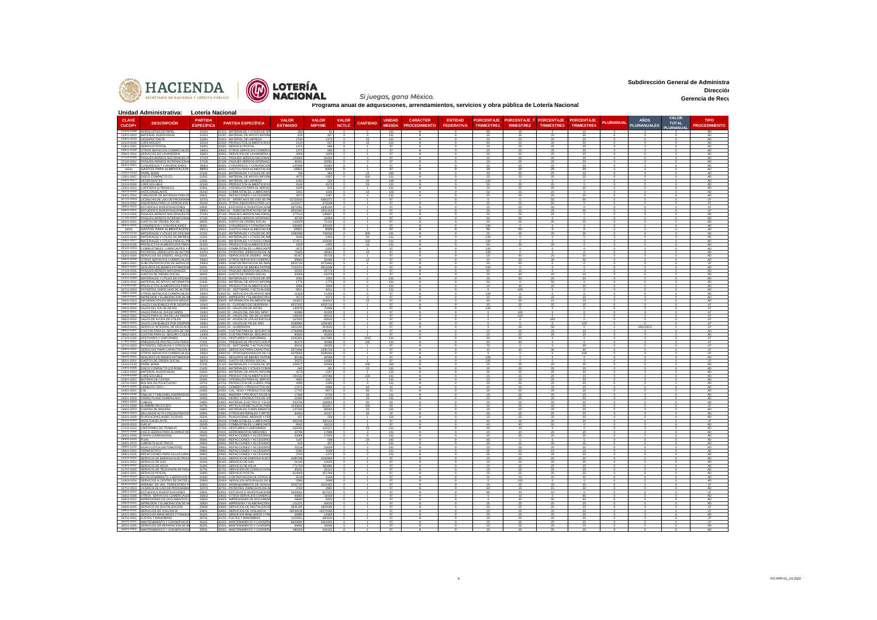**Subdirección General de Administración**

**Dirección**

**Gerencia de Recursos**

# Programa anual de adquisiciones, arrendamientos, servicios y obra pública de Lotería Nacional

**Unidad Administrativa: Lotería Nacional**

| CLAVE CUCOP+ | DESCRIPCIÓN | PARTIDA ESPECÍFICA | PARTIDA ESPECÍFICA | VALOR ESTIMADO | VALOR MIPYME | VALOR NCTLC | CANTIDAD | UNIDAD MEDIDA | CARÁCTER PROCEDIMIENTO | ENTIDAD FEDERATIVA | PORCENTAJE TRIMESTRE1 | PORCENTAJE TRIMESTRE2 | PORCENTAJE TRIMESTRE3 | PORCENTAJE TRIMESTRE4 | PLURIANUAL | AÑOS PLURIANUALES | VALOR TOTAL PLURIANUAL | TIPO PROCEDIMIENTO |
|---|---|---|---|---|---|---|---|---|---|---|---|---|---|---|---|---|---|---|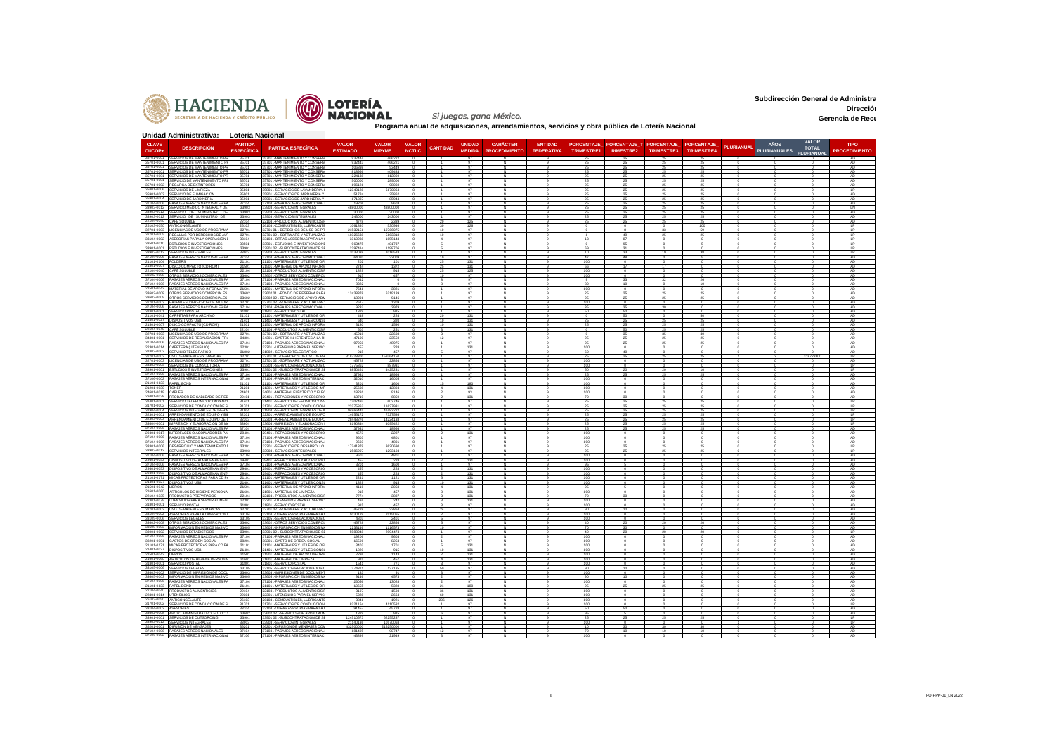Subdirección General de Administración
Dirección
Gerencia de Recursos

**Programa anual de adquisiciones, arrendamientos, servicios y obra pública de Lotería Nacional**

**Unidad Administrativa:** Lotería Nacional

| CLAVE CUCOP+ | DESCRIPCIÓN | PARTIDA ESPECÍFICA | PARTIDA ESPECÍFICA | VALOR ESTIMADO | VALOR MIPYME | VALOR NCTLC | CANTIDAD | UNIDAD MEDIDA | CARÁCTER PROCEDIMIENTO | ENTIDAD FEDERATIVA | PORCENTAJE TRIMESTRE1 | PORCENTAJE TRIMESTRE2 | PORCENTAJE TRIMESTRE3 | PORCENTAJE TRIMESTRE4 | PLURIANUAL | AÑOS PLURIANUALES | VALOR TOTAL PLURIANUAL | TIPO PROCEDIMIENTO |
|---|---|---|---|---|---|---|---|---|---|---|---|---|---|---|---|---|---|---|
| 35701-0001 | SERVICIOS DE MANTENIMIENTO P | 35701 | 35701 -MANTENIMIENTO Y CONSERVA | 932444 | 466222 | 0 | 1 | 97 | N | 9 | 25 | 25 | 25 | 25 | 0 | 0 | 0 | AD |
| 35701-0001 | SERVICIOS DE MANTENIMIENTO P | 35701 | 35701 -MANTENIMIENTO Y CONSERVA | 932443 | 466221 | 0 | 1 | 97 | N | 9 | 25 | 25 | 25 | 25 | 0 | 0 | 0 | AD |
| 35701-0001 | SERVICIOS DE MANTENIMIENTO P | 35701 | 35701 -MANTENIMIENTO Y CONSERVA | 105888 | 52944 | 0 | 1 | 97 | N | 9 | 25 | 25 | 25 | 25 | 0 | 0 | 0 | AD |
| 35701-0001 | SERVICIOS DE MANTENIMIENTO P | 35701 | 35701 -MANTENIMIENTO Y CONSERVA | 138966 | 69483 | 0 | 1 | 97 | N | 9 | 25 | 25 | 25 | 25 | 0 | 0 | 0 | AD |
| 35701-0001 | SERVICIOS DE MANTENIMIENTO P | 35701 | 35701 -MANTENIMIENTO Y CONSERVA | 225180 | 112590 | 0 | 1 | 97 | N | 9 | 25 | 25 | 25 | 25 | 0 | 0 | 0 | AD |
| 35701-0002 | SERVICIO DE MANTENIMIENTO PR | 35701 | 35701 -MANTENIMIENTO Y CONSERVA | 500000 | 250000 | 0 | 1 | 97 | N | 9 | 25 | 25 | 25 | 25 | 0 | 0 | 0 | AD |
| 35701-0002 | RECARGA DE EXTINTORES | 35701 | 35701 -MANTENIMIENTO Y CONSERVA | 196131 | 98066 | 0 | 1 | 97 | N | 9 | 25 | 25 | 25 | 25 | 0 | 0 | 0 | AD |
| 35801-0006 | SERVICIOS DE LIMPIEZA | 35801 | 35801 -SERVICIOS DE LAVANDERIA, L | 12340128 | 6170064 | 0 | 1 | 97 | N | 9 | 25 | 25 | 25 | 25 | 0 | 0 | 0 | LP |
| 35901-0001 | SERVICIO DE FUMIGACION | 35901 | 35901 -SERVICIOS DE JARDINERIA Y | 51734 | 25867 | 0 | 1 | 97 | N | 9 | 25 | 25 | 25 | 25 | 0 | 0 | 0 | AD |
| 35901-0004 | SERVICIO DE JARDINERIA | 35901 | 35901 -SERVICIOS DE JARDINERIA Y | 171887 | 85944 | 0 | 1 | 97 | N | 9 | 25 | 25 | 25 | 25 | 0 | 0 | 0 | AD |
| 37104-0006 | PASAJES AEREOS NACIONALES PA | 37104 | 37104 -PASAJES AEREOS NACIONAL | 19206 | 9603 | 0 | 1 | 97 | N | 9 | 25 | 25 | 25 | 25 | 0 | 0 | 0 | AD |
| 33903-0012 | SERVICIO MEDICO INTEGRAL Y DE | 33903 | 33903 -SERVICIOS INTEGRALES | 48800000 | 48800000 | 0 | 1 | 97 | N | 9 | 25 | 25 | 25 | 25 | 0 | 0 | 0 | LN |
| 33903-0012 | SERVICIO DE SUMINISTRO DE | 33903 | 33903 -SERVICIOS INTEGRALES | 30000 | 30000 | 0 | 1 | 97 | N | 9 | 25 | 25 | 25 | 25 | 0 | 0 | 0 | AD |
| 33903-0012 | SERVICIO DE SUMINISTRO DE | 33903 | 33903 -SERVICIOS INTEGRALES | 243000 | 243000 | 0 | 1 | 97 | N | 9 | 25 | 25 | 25 | 25 | 0 | 0 | 0 | AD |
| 22104-0046 | CAFE SOLUBLE | 22104 | 22104 -PRODUCTOS ALIMENTICIOS | 4778 | 2389 | 0 | 25 | 131 | N | 9 | 25 | 25 | 25 | 25 | 0 | 0 | 0 | AD |
| 26103-0050 | ANTICONGELANTE | 26103 | 26103 -COMBUSTIBLES, LUBRICANT | 1061893 | 530946 | 0 | 10 | 129 | N | 9 | 0 | 0 | 0 | 100 | 0 | 0 | 0 | LP |
| 32701-0002 | LICENCIAS DE USO DE PROGRAM | 32701 | 32701 01 -DERECHOS DE USO DE PR | 21510151 | 10756075 | 0 | 10 | 97 | N | 9 | 0 | 0 | 33 | 66 | 0 | 0 | 0 | LP |
| 32701-0005 | REGALIAS POR DERECHOS DE AU | 32701 | 32701 02 -SOFTWARE Y ACTUALIZAC | 10328638 | 5164319 | 0 | 10 | 97 | N | 9 | 1 | 49 | 25 | 25 | 0 | 0 | 0 | LP |
| 33104-0002 | ASESORIAS PARA LA OPERACION | 33104 | 33104 -OTRAS ASESORIAS PARA LA | 3310288 | 1655143 | 0 | 4 | 97 | N | 9 | 13 | 87 | 0 | 0 | 0 | 0 | 0 | LP |
| 33501-0010 | ESTUDIOS E INVESTIGACIONES | 33501 | 33501 -ESTUDIOS E INVESTIGACION | 963475 | 481737 | 0 | 5 | 97 | N | 9 | 0 | 95 | 5 | 0 | 0 | 0 | 0 | LP |
| 33901-0001 | ESTUDIOS E INVESTIGACIONES | 33901 | 33901 02 -SUBCONTRATACION DE SE | 2397414 | 1198706 | 0 | 5 | 97 | N | 9 | 69 | 31 | 0 | 0 | 0 | 0 | 0 | LP |
| 33903-0012 | SERVICIOS INTEGRALES | 33903 | 33903 -SERVICIOS INTEGRALES | 2033098 | 1016549 | 0 | 1 | 97 | N | 9 | 10 | 33 | 19 | 38 | 0 | 0 | 0 | LP |
| 37104-0006 | PASAJES AEREOS NACIONALES PA | 37104 | 37104 -PASAJES AEREOS NACIONAL | 64020 | 32009 | 0 | 10 | 97 | N | 9 | 47 | 48 | 0 | 5 | 0 | 0 | 0 | AD |
| 21101-0104 | FOLDERS | 21101 | 21101 -MATERIALES Y UTILES DE OF | 202 | 101 | 0 | 25 | 131 | N | 9 | 100 | 0 | 0 | 0 | 0 | 0 | 0 | AD |
| 21501-0007 | DISCO COMPACTO (CD ROM) | 21501 | 21501 -MATERIAL DE APOYO INFORM | 2744 | 1372 | 0 | 25 | 131 | N | 9 | 66 | 17 | 17 | 0 | 0 | 0 | 0 | AD |
| 22104-0046 | CAFE SOLUBLE | 22104 | 22104 -PRODUCTOS ALIMENTICIOS | 1829 | 915 | 0 | 25 | 131 | N | 9 | 100 | 0 | 0 | 0 | 0 | 0 | 0 | AD |
| 33602-0008 | OTROS SERVICIOS COMERCIALES | 33602 | 33602 01 -OTROS SERVICIOS COMERC | 915 | 457 | 0 | 10 | 97 | N | 9 | 100 | 0 | 0 | 0 | 0 | 0 | 0 | AD |
| 37104-0006 | PASAJES AEREOS NACIONALES PA | 37104 | 37104 -PASAJES AEREOS NACIONAL | 7082 | 0 | 0 | 8 | 97 | N | 9 | 8 | 33 | 33 | 26 | 0 | 0 | 0 | AD |
| 37104-0006 | PASAJES AEREOS NACIONALES PA | 37104 | 37104 -PASAJES AEREOS NACIONAL | 9322 | 0 | 0 | 4 | 97 | N | 9 | 80 | 10 | 0 | 10 | 0 | 0 | 0 | AD |
| 21501-0042 | MATERIAL DE APOYO INFORMATIV | 21501 | 21501 -MATERIAL DE APOYO INFORM | 7641 | 3821 | 0 | 1 | 97 | N | 9 | 100 | 0 | 0 | 0 | 0 | 0 | 0 | AD |
| 33602-0008 | OTROS SERVICIOS COMERCIALES | 33602 | 33602 01 -FONDO DE RESERVA PARA | 12430279 | 6215140 | 0 | 10 | 97 | N | 9 | 25 | 25 | 25 | 25 | 0 | 0 | 0 | AD |
| 33602-0008 | OTROS SERVICIOS COMERCIALES | 33602 | 33602 02 -SERVICIOS DE APOYO ADM | 18295 | 9148 | 0 | 1 | 97 | N | 9 | 25 | 25 | 25 | 25 | 0 | 0 | 0 | AD |
| 32701-0004 | PATENTES, DERECHOS DE AUTOR | 32701 | 32701 02 -SOFTWARE Y ACTUALIZAC | 2617 | 1309 | 0 | 1 | 97 | N | 9 | 100 | 0 | 0 | 0 | 0 | 0 | 0 | AD |
| 37104-0006 | PASAJES AEREOS NACIONALES PA | 37104 | 37104 -PASAJES AEREOS NACIONAL | 9232 | 3879 | 0 | 1 | 97 | N | 9 | 35 | 35 | 30 | 0 | 0 | 0 | 0 | AD |
| 31801-0001 | SERVICIO POSTAL | 31801 | 31801 -SERVICIO POSTAL | 1829 | 915 | 0 | 1 | 97 | N | 9 | 50 | 50 | 0 | 0 | 0 | 0 | 0 | AD |
| 21101-0141 | CARPETAS PARA ARCHIVO | 21101 | 21101 -MATERIALES Y UTILES DE OF | 448 | 224 | 0 | 20 | 131 | N | 9 | 0 | 50 | 0 | 50 | 0 | 0 | 0 | AD |
| 21401-0027 | DISPOSITIVOS USB | 21401 | 21401 -MATERIALES Y UTILES CONS | 640 | 320 | 0 | 10 | 131 | N | 9 | 25 | 25 | 25 | 25 | 0 | 0 | 0 | AD |
| 21501-0007 | DISCO COMPACTO (CD ROM) | 21501 | 21501 -MATERIAL DE APOYO INFORM | 3180 | 1590 | 0 | 10 | 131 | N | 9 | 25 | 25 | 25 | 25 | 0 | 0 | 0 | AD |
| 22104-0046 | CAFE SOLUBLE | 22104 | 22104 -PRODUCTOS ALIMENTICIOS | 503 | 251 | 0 | 2 | 131 | N | 9 | 0 | 50 | 0 | 50 | 0 | 0 | 0 | AD |
| 32701-0002 | LICENCIAS DE USO DE PROGRAM | 32701 | 32701 02 -SOFTWARE Y ACTUALIZAC | 45216 | 22608 | 0 | 1 | 97 | N | 9 | 0 | 35 | 35 | 30 | 0 | 0 | 0 | AD |
| 34301-0001 | SERVICIOS DE RECAUDACION, TR | 34301 | 34301 -GASTOS INHERENTES A LA R | 47100 | 23550 | 0 | 12 | 97 | N | 9 | 25 | 25 | 25 | 25 | 0 | 0 | 0 | AD |
| 37104-0006 | PASAJES AEREOS NACIONALES PA | 37104 | 37104 -PASAJES AEREOS NACIONAL | 97950 | 48975 | 0 | 5 | 97 | N | 9 | 25 | 25 | 25 | 25 | 0 | 0 | 0 | AD |
| 22301-0014 | CAFETERA (UTENSILIO) | 22301 | 22301 -UTENSILIOS PARA EL SERVIC | 457 | 229 | 0 | 1 | 131 | N | 9 | 100 | 0 | 0 | 0 | 0 | 0 | 0 | AD |
| 31802-0002 | SERVICIO TELEGRAFICO | 31802 | 31802 -SERVICIO POSTAL | 915 | 457 | 0 | 5 | 97 | N | 9 | 60 | 40 | 0 | 0 | 0 | 0 | 0 | AD |
| 32701-0002 | USO DE PATENTES Y MARCAS | 32701 | 32701 01 -DERECHOS DE USO DE PR | 318728300 | 159364150 | 0 | 1 | 97 | N | 9 | 25 | 25 | 25 | 25 | 1 | 3 | 318728300 | LP |
| 32701-0002 | LICENCIAS DE USO DE PROGRAM | 32701 | 32701 02 -SOFTWARE Y ACTUALIZAC | 45728 | 22864 | 0 | 1 | 97 | N | 9 | 100 | 0 | 0 | 0 | 0 | 0 | 0 | AD |
| 33303-0001 | SERVICIOS DE CONSULTORIA | 33303 | 33303 -SERVICIOS RELACIONADOS C | 1775862 | 887931 | 0 | 1 | 97 | N | 9 | 100 | 0 | 0 | 0 | 0 | 0 | 0 | AD |
| 33901-0001 | ESTUDIOS E INVESTIGACIONES | 33901 | 33901 02 -SUBCONTRATACION DE SE | 8850461 | 4425231 | 0 | 1 | 97 | N | 9 | 50 | 20 | 20 | 10 | 0 | 0 | 0 | LP |
| 37104-0006 | PASAJES AEREOS NACIONALES PA | 37104 | 37104 -PASAJES AEREOS NACIONAL | 37931 | 18966 | 0 | 1 | 97 | N | 9 | 25 | 25 | 25 | 25 | 0 | 0 | 0 | AD |
| 37106-0002 | PASAJES AEREOS INTERNACIONAL | 37106 | 37106 -PASAJES AEREOS INTERNAC | 32010 | 16005 | 0 | 1 | 97 | N | 9 | 100 | 0 | 0 | 0 | 0 | 0 | 0 | AD |
| 21101-0139 | PAPEL BOND | 21101 | 21101 -MATERIALES Y UTILES DE OF | 3201 | 1601 | 0 | 15 | 180 | N | 9 | 100 | 0 | 0 | 0 | 0 | 0 | 0 | AD |
| 21201-0030 | TONER | 21201 | 21201 -MATERIALES Y UTILES DE IM | 25608 | 12804 | 0 | 2 | 131 | N | 9 | 100 | 0 | 0 | 0 | 0 | 0 | 0 | AD |
| 24601-0019 | CABLES | 24601 | 24601 -MATERIAL ELECTRICO Y ELEC | 18297 | 9149 | 0 | 2 | 93 | N | 9 | 100 | 0 | 0 | 0 | 0 | 0 | 0 | AD |
| 29401-0038 | PROBADOR DE CABLEADO DE RED | 29401 | 29401 -REFACCIONES Y ACCESORIO | 13718 | 6859 | 0 | 2 | 131 | N | 9 | 70 | 30 | 0 | 0 | 0 | 0 | 0 | AD |
| 31401-0001 | SERVICIO TELEFONICO CONVENC | 31401 | 31401 -SERVICIO TELEFONICO CONV | 1207492 | 603746 | 0 | 1 | 97 | N | 9 | 25 | 25 | 25 | 25 | 0 | 0 | 0 | LP |
| 31701-0002 | SERVICIOS DE CONDUCCION DE S | 31701 | 31701 -SERVICIOS DE CONDUCCION | 23275862 | 11637931 | 0 | 1 | 97 | N | 9 | 25 | 25 | 25 | 25 | 0 | 0 | 0 | AD |
| 31904-0004 | SERVICIOS INTEGRALES DE INFRA | 31904 | 31904 -SERVICIOS INTEGRALES DE IN | 94965445 | 47482223 | 0 | 1 | 97 | N | 9 | 25 | 25 | 25 | 25 | 0 | 0 | 0 | LP |
| 32301-0001 | ARRENDAMIENTO DE EQUIPO Y BIE | 32301 | 32301 -ARRENDAMIENTO DE EQUIPO | 14655172 | 7327586 | 0 | 1 | 97 | N | 9 | 25 | 25 | 25 | 25 | 0 | 0 | 0 | LP |
| 32303-0003 | ARRENDAMIENTO DE EQUIPO DE | 32303 | 32303 -ARRENDAMIENTO DE EQUIPO | 28448276 | 14224138 | 0 | 1 | 97 | N | 9 | 25 | 25 | 25 | 25 | 0 | 0 | 0 | LP |
| 33604-0001 | IMPRESION Y ELABORACION DE M | 33604 | 33604 -IMPRESION Y ELABORACION | 8190844 | 4095422 | 0 | 1 | 97 | N | 9 | 25 | 25 | 25 | 25 | 0 | 0 | 0 | LP |
| 37104-0006 | PASAJES AEREOS NACIONALES PA | 37104 | 37104 -PASAJES AEREOS NACIONAL | 37931 | 18966 | 0 | 1 | 97 | N | 9 | 25 | 25 | 25 | 25 | 0 | 0 | 0 | AD |
| 29401-0017 | INTERFACES DE COMUNICACIONES | 29401 | 29401 -REFACCIONES Y ACCESORIO | 4573 | 2287 | 0 | 2 | 131 | N | 9 | 100 | 0 | 0 | 0 | 0 | 0 | 0 | AD |
| 37104-0006 | PASAJES AEREOS NACIONALES PA | 37104 | 37104 -PASAJES AEREOS NACIONAL | 9603 | 4801 | 0 | 1 | 97 | N | 9 | 100 | 0 | 0 | 0 | 0 | 0 | 0 | AD |
| 37104-0006 | PASAJES AEREOS NACIONALES PA | 37104 | 37104 -PASAJES AEREOS NACIONAL | 9603 | 4802 | 0 | 1 | 97 | N | 9 | 100 | 0 | 0 | 0 | 0 | 0 | 0 | AD |
| 33301-0006 | DESARROLLO Y MANTENIMIENTO D | 33301 | 33301 -SERVICIOS DE DESARROLLO | 17241379 | 8620690 | 0 | 1 | 97 | N | 9 | 25 | 25 | 25 | 25 | 0 | 0 | 0 | LP |
| 33903-0012 | SERVICIOS INTEGRALES | 33903 | 33903 -SERVICIOS INTEGRALES | 2586207 | 1293103 | 0 | 1 | 97 | N | 9 | 25 | 25 | 25 | 25 | 0 | 0 | 0 | LP |
| 37104-0006 | PASAJES AEREOS NACIONALES PA | 37104 | 37104 -PASAJES AEREOS NACIONAL | 9603 | 4801 | 0 | 1 | 97 | N | 9 | 100 | 0 | 0 | 0 | 0 | 0 | 0 | AD |
| 29401-0002 | DISPOSITIVO DE ALMACENAMIENT | 29401 | 29401 -REFACCIONES Y ACCESORIO | 457 | 229 | 0 | 2 | 131 | N | 9 | 100 | 0 | 0 | 0 | 0 | 0 | 0 | AD |
| 37104-0006 | PASAJES AEREOS NACIONALES PA | 37104 | 37104 -PASAJES AEREOS NACIONAL | 3201 | 1600 | 0 | 1 | 97 | N | 9 | 95 | 5 | 0 | 0 | 0 | 0 | 0 | AD |
| 29401-0002 | DISPOSITIVO DE ALMACENAMIENT | 29401 | 29401 -REFACCIONES Y ACCESORIO | 457 | 229 | 0 | 2 | 131 | N | 9 | 100 | 0 | 0 | 0 | 0 | 0 | 0 | AD |
| 29401-0002 | DISPOSITIVO DE ALMACENAMIENT | 29401 | 29401 -REFACCIONES Y ACCESORIO | 457 | 229 | 0 | 2 | 131 | N | 9 | 100 | 0 | 0 | 0 | 0 | 0 | 0 | AD |
| 21101-0171 | MICAS PROTECTORAS PARA CD P | 21101 | 21101 -MATERIALES Y UTILES DE OF | 2241 | 1121 | 0 | 5 | 131 | N | 9 | 100 | 0 | 0 | 0 | 0 | 0 | 0 | AD |
| 21401-0027 | DISPOSITIVOS USB | 21401 | 21401 -MATERIALES Y UTILES CONS | 1829 | 915 | 0 | 10 | 131 | N | 9 | 100 | 0 | 0 | 0 | 0 | 0 | 0 | AD |
| 21501-0042 | LIBROS | 21501 | 21501 -MATERIAL DE APOYO INFORM | 9128 | 2568 | 0 | 4 | 131 | N | 9 | 95 | 5 | 0 | 0 | 0 | 0 | 0 | AD |
| 21601-0003 | ARTICULOS DE HIGIENE PERSONAL | 21601 | 21601 -MATERIAL DE LIMPIEZA | 915 | 457 | 0 | 8 | 131 | N | 9 | 100 | 0 | 0 | 0 | 0 | 0 | 0 | AD |
| 22104-0105 | PRODUCTOS PREPARADOS | 22104 | 22104 -PRODUCTOS ALIMENTICIOS | 7774 | 3887 | 0 | 2 | 131 | N | 9 | 70 | 30 | 0 | 0 | 0 | 0 | 0 | AD |
| 22301-0079 | UTENSILIOS PARA SERVIR ALIMEN | 22301 | 22301 -UTENSILIOS PARA EL SERVIC | 484 | 242 | 0 | 2 | 131 | N | 9 | 100 | 0 | 0 | 0 | 0 | 0 | 0 | AD |
| 31801-0001 | SERVICIO POSTAL | 31801 | 31801 -SERVICIO POSTAL | 915 | 457 | 0 | 3 | 97 | N | 9 | 100 | 0 | 0 | 0 | 0 | 0 | 0 | AD |
| 32701-0002 | USO DE PATENTES Y MARCAS | 32701 | 32701 02 -SOFTWARE Y ACTUALIZAC | 45728 | 22864 | 0 | 24 | 97 | N | 9 | 90 | 10 | 0 | 0 | 0 | 0 | 0 | AD |
| 33104-0002 | ASESORIAS PARA LA OPERACION | 33104 | 33104 -OTRAS ASESORIAS PARA LA | 5030129 | 2515065 | 0 | 2 | 97 | N | 9 | 100 | 0 | 0 | 0 | 0 | 0 | 0 | AD |
| 33105-0006 | SERVICIOS LEGALES | 33105 | 33105 -SERVICIOS RELACIONADOS C | 4603 | 2302 | 0 | 1 | 97 | N | 9 | 100 | 0 | 0 | 0 | 0 | 0 | 0 | AD |
| 33602-0008 | OTROS SERVICIOS COMERCIALES | 33602 | 33602 -OTROS SERVICIOS COMERCI | 45728 | 22864 | 0 | 5 | 97 | N | 9 | 40 | 20 | 20 | 20 | 0 | 0 | 0 | AD |
| 33605-0002 | INFORMACION EN MEDIOS MASIVO | 33605 | 33605 -INFORMACION EN MEDIOS MA | 2232146 | 1116073 | 0 | 10 | 97 | N | 9 | 70 | 30 | 0 | 0 | 0 | 0 | 0 | AD |
| 33901-0002 | SERVICIOS ESTADISTICOS | 33901 | 33901 02 -SUBCONTRATACION DE SE | 5988948 | 2994474 | 0 | 1 | 97 | N | 9 | 40 | 20 | 20 | 20 | 0 | 0 | 0 | AD |
| 37104-0006 | PASAJES AEREOS NACIONALES PA | 37104 | 37104 -PASAJES AEREOS NACIONAL | 19206 | 9603 | 0 | 2 | 97 | N | 9 | 100 | 0 | 0 | 0 | 0 | 0 | 0 | AD |
| 38201-0001 | GASTOS DE ORDEN SOCIAL | 38201 | 38201 -GASTOS DE ORDEN SOCIAL | 16506 | 8253 | 0 | 1 | 97 | N | 9 | 100 | 0 | 0 | 0 | 0 | 0 | 0 | AD |
| 21101-0171 | MICAS PROTECTORAS PARA CD P | 21101 | 21101 -MATERIALES Y UTILES DE OF | 3459 | 1781 | 0 | 5 | 131 | N | 9 | 100 | 0 | 0 | 0 | 0 | 0 | 0 | AD |
| 21401-0027 | DISPOSITIVOS USB | 21401 | 21401 -MATERIALES Y UTILES CONS | 1829 | 915 | 0 | 10 | 131 | N | 9 | 100 | 0 | 0 | 0 | 0 | 0 | 0 | AD |
| 21501-0042 | LIBROS | 21501 | 21501 -MATERIAL DE APOYO INFORM | 2286 | 1143 | 0 | 2 | 131 | N | 9 | 100 | 0 | 0 | 0 | 0 | 0 | 0 | AD |
| 21601-0003 | ARTICULOS DE HIGIENE PERSONAL | 21601 | 21601 -MATERIAL DE LIMPIEZA | 915 | 457 | 0 | 4 | 131 | N | 9 | 100 | 0 | 0 | 0 | 0 | 0 | 0 | AD |
| 31801-0001 | SERVICIO POSTAL | 31801 | 31801 -SERVICIO POSTAL | 1541 | 771 | 0 | 3 | 97 | N | 9 | 100 | 0 | 0 | 0 | 0 | 0 | 0 | AD |
| 33105-0006 | SERVICIOS LEGALES | 33105 | 33105 -SERVICIOS RELACIONADOS C | 274371 | 137186 | 0 | 50 | 97 | N | 9 | 90 | 10 | 0 | 0 | 0 | 0 | 0 | AD |
| 33603-0002 | SERVICIO DE IMPRESION DE DOCU | 33603 | 33603 -IMPRESIONES DE DOCUMENT | 183 | 91 | 0 | 5 | 97 | N | 9 | 100 | 0 | 0 | 0 | 0 | 0 | 0 | AD |
| 33605-0002 | INFORMACION EN MEDIOS MASIVO | 33605 | 33605 -INFORMACION EN MEDIOS MA | 9146 | 4573 | 0 | 2 | 97 | N | 9 | 90 | 10 | 0 | 0 | 0 | 0 | 0 | AD |
| 37104-0006 | PASAJES AEREOS NACIONALES PA | 37104 | 37104 -PASAJES AEREOS NACIONAL | 26056 | 13028 | 0 | 2 | 97 | N | 9 | 100 | 0 | 0 | 0 | 0 | 0 | 0 | AD |
| 21101-0139 | PAPEL BOND | 21101 | 21101 -MATERIALES Y UTILES DE OF | 10665 | 5333 | 0 | 21 | 180 | N | 9 | 25 | 25 | 25 | 25 | 0 | 0 | 0 | AD |
| 22104-0035 | PRODUCTOS ALIMENTICIOS | 22104 | 22104 -PRODUCTOS ALIMENTICIOS | 3197 | 1599 | 0 | 36 | 131 | N | 9 | 100 | 0 | 0 | 0 | 0 | 0 | 0 | AD |
| 22301-0014 | UTENSILIOS | 22301 | 22301 -UTENSILIOS PARA EL SERVIC | 5339 | 2669 | 0 | 68 | 131 | N | 9 | 100 | 0 | 0 | 0 | 0 | 0 | 0 | AD |
| 26103-0050 | ANTICONGELANTE | 26103 | 26103 -COMBUSTIBLES, LUBRICANT | 3841 | 1921 | 0 | 206 | 129 | N | 9 | 100 | 0 | 0 | 0 | 0 | 0 | 0 | AD |
| 31701-0002 | SERVICIOS DE CONDUCCION DE S | 31701 | 31701 -SERVICIOS DE CONDUCCION | 8221184 | 4110592 | 0 | 1 | 97 | N | 9 | 100 | 0 | 0 | 0 | 0 | 0 | 0 | LP |
| 33104-0002 | ASESORIAS | 33104 | 33104 -OTRAS ASESORIAS PARA LA | 91457 | 45729 | 0 | 1 | 97 | N | 9 | 50 | 50 | 0 | 0 | 0 | 0 | 0 | AD |
| 33602-0008 | APOYO ADMINISTRATIVO, FOTOCO | 33602 | 33602 02 -SERVICIOS DE APOYO ADM | 1829 | 915 | 0 | 6 | 97 | N | 9 | 95 | 5 | 0 | 0 | 0 | 0 | 0 | AD |
| 33901-0001 | SERVICIOS DE OUTSORCING | 33901 | 33901 02 -SUBCONTRATACION DE SE | 124510573 | 62255287 | 0 | 1 | 97 | N | 9 | 25 | 25 | 25 | 25 | 0 | 0 | 0 | LP |
| 33903-0012 | SERVICIOS INTEGRALES | 33903 | 33903 -SERVICIOS INTEGRALES | 21140136 | 10570068 | 0 | 1 | 97 | N | 9 | 100 | 0 | 0 | 0 | 0 | 0 | 0 | LP |
| 36201-0001 | DIFUSION DE MENSAJES | 36201 | 36201 -DIFUSION DE MENSAJES COM | 632500000 | 316250000 | 0 | 1 | 97 | N | 9 | 10 | 30 | 30 | 30 | 0 | 0 | 0 | LP |
| 37104-0006 | PASAJES AEREOS NACIONALES | 37104 | 37104 -PASAJES AEREOS NACIONAL | 181495 | 90747 | 0 | 12 | 97 | N | 9 | 70 | 10 | 10 | 10 | 0 | 0 | 0 | AD |
| 37106-0002 | PASAJES AEREOS INTERNACIONAL | 37106 | 37106 -PASAJES AEREOS INTERNAC | 43898 | 21949 | 0 | 1 | 97 | N | 9 | 100 | 0 | 0 | 0 | 0 | 0 | 0 | AD |

FO-PPP-01_LN 2022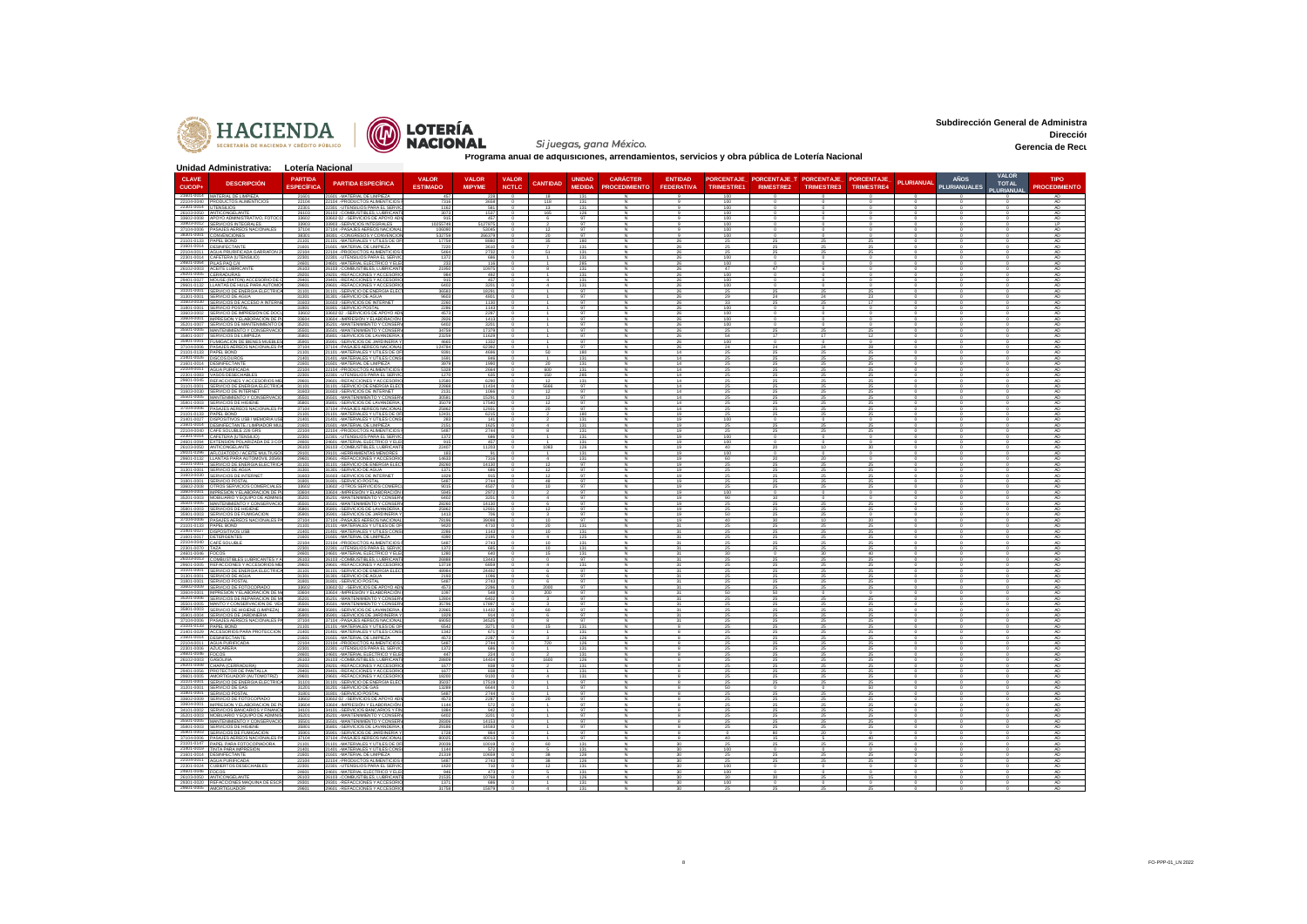Subdirección General de Administración

Dirección

Gerencia de Recursos

**Programa anual de adquisiciones, arrendamientos, servicios y obra pública de Lotería Nacional**

**Unidad Administrativa: Lotería Nacional**

| CLAVE CUCOP+ | DESCRIPCIÓN | PARTIDA ESPECÍFICA | PARTIDA ESPECÍFICA | VALOR ESTIMADO | VALOR MIPYME | VALOR NCTLC | CANTIDAD | UNIDAD MEDIDA | CARÁCTER PROCEDIMIENTO | ENTIDAD FEDERATIVA | PORCENTAJE TRIMESTRE1 | PORCENTAJE_T RIMESTRE2 | PORCENTAJE TRIMESTRE3 | PORCENTAJE TRIMESTRE4 | PLURIANUAL | AÑOS PLURIANUALES | VALOR TOTAL PLURIANUAL | TIPO PROCEDIMIENTO |
|---|---|---|---|---|---|---|---|---|---|---|---|---|---|---|---|---|---|---|
| 21601-0014 | MATERIAL DE LIMPIEZA | 21601 | 21601 - MATERIAL DE LIMPIEZA | 457 | 229 | 0 | 18 | 131 | N | 9 | 100 | 0 | 0 | 0 | 0 | 0 | 0 | AD |
| 22104-0040 | PRODUCTOS ALIMENTICIOS | 22104 | 22104 - PRODUCTOS ALIMENTICIOS | 7316 | 3658 | 0 | 110 | 131 | N | 9 | 100 | 0 | 0 | 0 | 0 | 0 | 0 | AD |
| 22301-0014 | UTENSILIOS | 22301 | 22301 - UTENSILIOS PARA EL SERVICIO | 1162 | 581 | 0 | 12 | 131 | N | 9 | 100 | 0 | 0 | 0 | 0 | 0 | 0 | AD |
| 26103-0050 | ANTICONGELANTE | 26103 | 26103 - COMBUSTIBLES, LUBRICANTES | 3073 | 1537 | 0 | 165 | 126 | N | 9 | 100 | 0 | 0 | 0 | 0 | 0 | 0 | AD |
| 33602-0006 | APOYO ADMINISTRATIVO, FOTOCOPIADO | 33602 | 33602 - SERVICIOS DE APOYO ADMINISTRATIVO | 914 | 457 | 0 | 1 | 97 | N | 9 | 100 | 0 | 0 | 0 | 0 | 0 | 0 | AD |
| 33903-0012 | SERVICIOS INTEGRALES | 33903 | 33903 - SERVICIOS INTEGRALES | 10255749 | 5127875 | 0 | 2 | 97 | N | 9 | 100 | 0 | 0 | 0 | 0 | 0 | 0 | LP |
| 37104-0006 | PASAJES AEREOS NACIONALES | 37104 | 37104 - PASAJES AEREOS NACIONALES | 106090 | 53045 | 0 | 12 | 97 | N | 9 | 100 | 0 | 0 | 0 | 0 | 0 | 0 | AD |
| 38301-0001 | CONVENCIONES | 38301 | 38301 - CONGRESOS Y CONVENCIONES | 532759 | 266379 | 0 | 20 | 97 | N | 9 | 100 | 0 | 0 | 0 | 0 | 0 | 0 | AD |
| 21101-0139 | PAPEL BOND | 21101 | 21101 - MATERIALES Y ÚTILES DE OFICINA | 17759 | 8880 | 0 | 35 | 180 | N | 26 | 25 | 25 | 25 | 25 | 0 | 0 | 0 | AD |
| 21601-0014 | DESINFECTANTE | 21601 | 21601 - MATERIAL DE LIMPIEZA | 7220 | 3610 | 0 | 7 | 131 | N | 26 | 25 | 25 | 25 | 25 | 0 | 0 | 0 | AD |
| 22104-0011 | AGUA PURIFICADA GARRAFON | 22104 | 22104 - PRODUCTOS ALIMENTICIOS | 5464 | 2732 | 0 | 51 | 131 | N | 26 | 25 | 25 | 25 | 25 | 0 | 0 | 0 | AD |
| 22301-0014 | CAFETERA (UTENSILIO) | 22301 | 22301 - UTENSILIOS PARA EL SERVICIO | 1372 | 686 | 0 | 1 | 131 | N | 26 | 100 | 0 | 0 | 0 | 0 | 0 | 0 | AD |
| 24601-0068 | PILAS PAQ C/4 | 24601 | 24601 - MATERIAL ELÉCTRICO Y ELECTRÓNICO | 233 | 116 | 0 | 1 | 285 | N | 26 | 100 | 0 | 0 | 0 | 0 | 0 | 0 | AD |
| 26103-0002 | ACEITE LUBRICANTE | 26103 | 26103 - COMBUSTIBLES, LUBRICANTES | 21950 | 10975 | 0 | 9 | 131 | N | 26 | 47 | 47 | 6 | 0 | 0 | 0 | 0 | AD |
| 29201-0039 | CERRADURAS | 29201 | 29201 - REFACCIONES Y ACCESORIOS | 984 | 492 | 0 | 1 | 131 | N | 26 | 100 | 0 | 0 | 0 | 0 | 0 | 0 | AD |
| 29401-0027 | MOUSE (RATON) ACCESORIO DE CÓMPUTO | 29401 | 29401 - REFACCIONES Y ACCESORIOS | 915 | 457 | 0 | 3 | 131 | N | 26 | 100 | 0 | 0 | 0 | 0 | 0 | 0 | AD |
| 29601-0132 | LLANTAS DE HULE PARA AUTOMÓVIL | 29601 | 29601 - REFACCIONES Y ACCESORIOS | 6402 | 3201 | 0 | 4 | 131 | N | 26 | 100 | 0 | 0 | 0 | 0 | 0 | 0 | AD |
| 31101-0001 | SERVICIO DE ENERGIA ELECTRICA | 31101 | 31101 - SERVICIO DE ENERGIA ELECTRICA | 36583 | 18291 | 0 | 1 | 97 | N | 26 | 25 | 25 | 25 | 25 | 0 | 0 | 0 | AD |
| 31301-0001 | SERVICIO DE AGUA | 31301 | 31301 - SERVICIO DE AGUA | 9603 | 4801 | 0 | 1 | 97 | N | 26 | 29 | 24 | 24 | 23 | 0 | 0 | 0 | AD |
| 31603-0030 | SERVICIOS DE ACCESO A INTERNET | 31603 | 31603 - SERVICIOS DE INTERNET | 2260 | 1130 | 0 | 1 | 97 | N | 26 | 33 | 25 | 25 | 17 | 0 | 0 | 0 | AD |
| 31801-0001 | SERVICIO POSTAL | 31801 | 31801 - SERVICIO POSTAL | 2286 | 1143 | 0 | 1 | 97 | N | 26 | 100 | 0 | 0 | 0 | 0 | 0 | 0 | AD |
| 33602-0002 | SERVICIO DE IMPRESIÓN DE DOCUMENTOS | 33602 | 33602 - SERVICIOS DE APOYO ADMINISTRATIVO | 4573 | 2287 | 0 | 1 | 97 | N | 26 | 100 | 0 | 0 | 0 | 0 | 0 | 0 | AD |
| 33604-0001 | IMPRESION Y ELABORACION DE PUBLICACIONES | 33604 | 33604 - IMPRESIÓN Y ELABORACIÓN | 2926 | 1463 | 0 | 1 | 97 | N | 26 | 100 | 0 | 0 | 0 | 0 | 0 | 0 | AD |
| 35201-0007 | SERVICIOS DE MANTENIMIENTO DE MOBILIARIO | 35201 | 35201 - MANTENIMIENTO Y CONSERVACIÓN | 6402 | 3201 | 0 | 1 | 97 | N | 26 | 100 | 0 | 0 | 0 | 0 | 0 | 0 | AD |
| 35501-0005 | MANTENIMIENTO Y CONSERVACIÓN DE VEHÍCULOS | 35501 | 35501 - MANTENIMIENTO Y CONSERVACIÓN | 34759 | 17379 | 0 | 1 | 97 | N | 26 | 25 | 25 | 25 | 25 | 0 | 0 | 0 | AD |
| 35801-0007 | SERVICIOS DE LIMPIEZA | 35801 | 35801 - SERVICIOS DE LAVANDERÍA, LIMPIEZA | 23259 | 11629 | 0 | 1 | 97 | N | 26 | 54 | 17 | 17 | 12 | 0 | 0 | 0 | AD |
| 35901-0001 | FUMIGACIÓN DE BIENES MUEBLES | 35901 | 35901 - SERVICIOS DE JARDINERÍA Y FUMIGACIÓN | 4664 | 2332 | 0 | 1 | 97 | N | 26 | 100 | 0 | 0 | 0 | 0 | 0 | 0 | AD |
| 37104-0006 | PASAJES AEREOS NACIONALES | 37104 | 37104 - PASAJES AEREOS NACIONALES | 120784 | 60392 | 0 | 12 | 97 | N | 26 | 24 | 24 | 24 | 28 | 0 | 0 | 0 | AD |
| 21101-0139 | PAPEL BOND | 21101 | 21101 - MATERIALES Y ÚTILES DE OFICINA | 9991 | 4996 | 0 | 56 | 180 | N | 14 | 25 | 25 | 25 | 25 | 0 | 0 | 0 | AD |
| 21401-0026 | DISCOS DUROS | 21401 | 21401 - MATERIALES Y ÚTILES CONSUMIBLES | 1691 | 846 | 0 | 1 | 131 | N | 14 | 25 | 25 | 25 | 25 | 0 | 0 | 0 | AD |
| 21601-0014 | DESINFECTANTE | 21601 | 21601 - MATERIAL DE LIMPIEZA | 3979 | 1990 | 0 | 20 | 131 | N | 14 | 25 | 25 | 25 | 25 | 0 | 0 | 0 | AD |
| 22104-0011 | AGUA PURIFICADA | 22104 | 22104 - PRODUCTOS ALIMENTICIOS | 5328 | 2664 | 0 | 600 | 131 | N | 14 | 25 | 25 | 25 | 25 | 0 | 0 | 0 | AD |
| 22301-0006 | VASOS DESECHABLES | 22301 | 22301 - UTENSILIOS PARA EL SERVICIO | 1275 | 638 | 0 | 100 | 285 | N | 14 | 25 | 25 | 25 | 25 | 0 | 0 | 0 | AD |
| 29601-0046 | REFACCIONES Y ACCESORIOS MENORES | 29601 | 29601 - REFACCIONES Y ACCESORIOS | 12580 | 6290 | 0 | 12 | 131 | N | 14 | 25 | 25 | 25 | 25 | 0 | 0 | 0 | AD |
| 31101-0001 | SERVICIO DE ENERGIA ELECTRICA | 31101 | 31101 - SERVICIO DE ENERGIA ELECTRICA | 22868 | 11434 | 0 | 5646 | 97 | N | 14 | 25 | 25 | 25 | 25 | 0 | 0 | 0 | AD |
| 31603-0030 | SERVICIO DE INTERNET | 31603 | 31603 - SERVICIOS DE INTERNET | 2131 | 1066 | 0 | 12 | 97 | N | 14 | 25 | 25 | 25 | 25 | 0 | 0 | 0 | AD |
| 35501-0005 | MANTENIMIENTO Y CONSERVACIÓN | 35501 | 35501 - MANTENIMIENTO Y CONSERVACIÓN | 30581 | 15291 | 0 | 12 | 97 | N | 14 | 25 | 25 | 25 | 25 | 0 | 0 | 0 | AD |
| 35801-0002 | SERVICIOS DE HIGIENE | 35801 | 35801 - SERVICIOS DE LAVANDERÍA, LIMPIEZA | 35079 | 17540 | 0 | 12 | 97 | N | 14 | 25 | 25 | 25 | 25 | 0 | 0 | 0 | AD |
| 37104-0006 | PASAJES AEREOS NACIONALES | 37104 | 37104 - PASAJES AEREOS NACIONALES | 25652 | 12826 | 0 | 28 | 97 | N | 14 | 25 | 25 | 25 | 25 | 0 | 0 | 0 | AD |
| 21101-0139 | PAPEL BOND | 21101 | 21101 - MATERIALES Y ÚTILES DE OFICINA | 12431 | 6215 | 0 | 15 | 180 | N | 19 | 25 | 25 | 25 | 25 | 0 | 0 | 0 | AD |
| 21401-0039 | DISPOSITIVOS USB / MEMORIA USB | 21401 | 21401 - MATERIALES Y ÚTILES CONSUMIBLES | 283 | 141 | 0 | 2 | 131 | N | 19 | 100 | 0 | 0 | 0 | 0 | 0 | 0 | AD |
| 21601-0014 | DESINFECTANTE / LIMPIADOR MULTIUSOS | 21601 | 21601 - MATERIAL DE LIMPIEZA | 2151 | 1075 | 0 | 4 | 131 | N | 19 | 25 | 25 | 25 | 25 | 0 | 0 | 0 | AD |
| 22104-0040 | CAFÉ SOLUBLE 226 GRS | 22104 | 22104 - PRODUCTOS ALIMENTICIOS | 5487 | 2744 | 0 | 8 | 131 | N | 19 | 25 | 25 | 25 | 25 | 0 | 0 | 0 | AD |
| 22301-0014 | CAFETERA (UTENSILIO) | 22301 | 22301 - UTENSILIOS PARA EL SERVICIO | 1372 | 686 | 0 | 1 | 131 | N | 19 | 100 | 0 | 0 | 0 | 0 | 0 | 0 | AD |
| 24601-0094 | EXTENSIÓN POLARIZADA DE 3 CONTACTOS | 24601 | 24601 - MATERIAL ELÉCTRICO Y ELECTRÓNICO | 915 | 457 | 0 | 1 | 131 | N | 19 | 100 | 0 | 0 | 0 | 0 | 0 | 0 | AD |
| 26103-0050 | ANTICONGELANTE | 26103 | 26103 - COMBUSTIBLES, LUBRICANTES | 22407 | 11203 | 0 | 1083 | 126 | N | 19 | 60 | 20 | 10 | 30 | 0 | 0 | 0 | AD |
| 29101-0286 | AFLOJATODO / ACEITE MULTIUSOS | 29101 | 29101 - HERRAMIENTAS MENORES | 183 | 91 | 0 | 1 | 131 | N | 19 | 100 | 0 | 0 | 0 | 0 | 0 | 0 | AD |
| 29601-0132 | LLANTAS PARA AUTOMÓVIL 205/60 | 29601 | 29601 - REFACCIONES Y ACCESORIOS | 14633 | 7316 | 0 | 4 | 131 | N | 19 | 60 | 20 | 20 | 0 | 0 | 0 | 0 | AD |
| 31101-0001 | SERVICIO DE ENERGIA ELECTRICA | 31101 | 31101 - SERVICIO DE ENERGIA ELECTRICA | 28260 | 14130 | 0 | 12 | 97 | N | 19 | 25 | 25 | 25 | 25 | 0 | 0 | 0 | AD |
| 31301-0001 | SERVICIO DE AGUA | 31301 | 31301 - SERVICIO DE AGUA | 1371 | 686 | 0 | 12 | 97 | N | 19 | 25 | 25 | 25 | 25 | 0 | 0 | 0 | AD |
| 31603-0030 | SERVICIOS DE INTERNET | 31603 | 31603 - SERVICIOS DE INTERNET | 1926 | 963 | 0 | 12 | 97 | N | 19 | 25 | 25 | 25 | 25 | 0 | 0 | 0 | AD |
| 31801-0001 | SERVICIO POSTAL | 31801 | 31801 - SERVICIO POSTAL | 5487 | 2744 | 0 | 48 | 97 | N | 19 | 25 | 25 | 25 | 25 | 0 | 0 | 0 | AD |
| 33602-0008 | OTROS SERVICIOS COMERCIALES | 33602 | 33602 - OTROS SERVICIOS COMERCIALES | 9015 | 4507 | 0 | 10 | 97 | N | 19 | 25 | 25 | 25 | 25 | 0 | 0 | 0 | AD |
| 33604-0001 | IMPRESIÓN Y ELABORACIÓN DE PUBLICACIONES | 33604 | 33604 - IMPRESIÓN Y ELABORACIÓN | 5945 | 2972 | 0 | 2 | 97 | N | 19 | 100 | 0 | 0 | 0 | 0 | 0 | 0 | AD |
| 35201-0005 | MOBILIARIO Y EQUIPO DE ADMINISTRACIÓN | 35201 | 35201 - MANTENIMIENTO Y CONSERVACIÓN | 6402 | 3201 | 0 | 4 | 97 | N | 19 | 90 | 10 | 0 | 0 | 0 | 0 | 0 | AD |
| 35501-0005 | MANTENIMIENTO Y CONSERVACIÓN | 35501 | 35501 - MANTENIMIENTO Y CONSERVACIÓN | 28260 | 14130 | 0 | 6 | 97 | N | 19 | 25 | 25 | 25 | 25 | 0 | 0 | 0 | AD |
| 35801-0002 | SERVICIOS DE HIGIENE | 35801 | 35801 - SERVICIOS DE LAVANDERÍA, LIMPIEZA | 25892 | 12946 | 0 | 12 | 97 | N | 19 | 25 | 25 | 25 | 25 | 0 | 0 | 0 | AD |
| 35901-0003 | SERVICIOS DE FUMIGACIÓN | 35901 | 35901 - SERVICIOS DE JARDINERÍA Y FUMIGACIÓN | 1413 | 706 | 0 | 3 | 97 | N | 19 | 50 | 25 | 25 | 0 | 0 | 0 | 0 | AD |
| 37104-0006 | PASAJES AEREOS NACIONALES | 37104 | 37104 - PASAJES AEREOS NACIONALES | 76189 | 38094 | 0 | 10 | 97 | N | 19 | 40 | 30 | 10 | 20 | 0 | 0 | 0 | AD |
| 21101-0139 | PAPEL BOND | 21101 | 21101 - MATERIALES Y ÚTILES DE OFICINA | 9420 | 4710 | 0 | 20 | 131 | N | 31 | 25 | 25 | 25 | 25 | 0 | 0 | 0 | AD |
| 21401-0027 | DISPOSITIVOS USB | 21401 | 21401 - MATERIALES Y ÚTILES CONSUMIBLES | 2286 | 1143 | 0 | 10 | 131 | N | 31 | 25 | 25 | 25 | 25 | 0 | 0 | 0 | AD |
| 21601-0017 | DETERGENTES | 21601 | 21601 - MATERIAL DE LIMPIEZA | 4390 | 2195 | 0 | 4 | 126 | N | 31 | 25 | 25 | 25 | 25 | 0 | 0 | 0 | AD |
| 22104-0040 | CAFÉ SOLUBLE | 22104 | 22104 - PRODUCTOS ALIMENTICIOS | 5487 | 2743 | 0 | 10 | 131 | N | 31 | 25 | 25 | 25 | 25 | 0 | 0 | 0 | AD |
| 22301-0079 | TAZA | 22301 | 22301 - UTENSILIOS PARA EL SERVICIO | 1372 | 686 | 0 | 10 | 131 | N | 31 | 25 | 25 | 25 | 25 | 0 | 0 | 0 | AD |
| 24601-0046 | FOCOS | 24601 | 24601 - MATERIAL ELÉCTRICO Y ELECTRÓNICO | 1280 | 640 | 0 | 15 | 131 | N | 31 | 30 | 0 | 30 | 40 | 0 | 0 | 0 | AD |
| 26103-0013 | COMBUSTIBLES LUBRICANTES Y ADITIVOS | 26103 | 26103 - COMBUSTIBLES, LUBRICANTES | 26886 | 13443 | 0 | 6 | 97 | N | 31 | 25 | 25 | 25 | 25 | 0 | 0 | 0 | AD |
| 29601-0005 | REFACCIONES Y ACCESORIOS MENORES | 29601 | 29601 - REFACCIONES Y ACCESORIOS | 13719 | 6859 | 0 | 4 | 131 | N | 31 | 25 | 25 | 25 | 25 | 0 | 0 | 0 | AD |
| 31101-0001 | SERVICIO DE ENERGIA ELECTRICA | 31101 | 31101 - SERVICIO DE ENERGIA ELECTRICA | 48980 | 24490 | 0 | 6 | 97 | N | 31 | 25 | 25 | 25 | 25 | 0 | 0 | 0 | AD |
| 31301-0001 | SERVICIO DE AGUA | 31301 | 31301 - SERVICIO DE AGUA | 2193 | 1096 | 0 | 6 | 97 | N | 31 | 25 | 25 | 25 | 25 | 0 | 0 | 0 | AD |
| 31801-0001 | SERVICIO POSTAL | 31801 | 31801 - SERVICIO POSTAL | 5487 | 2743 | 0 | 6 | 97 | N | 31 | 25 | 25 | 25 | 25 | 0 | 0 | 0 | AD |
| 33602-0009 | SERVICIO DE FOTOCOPIADO | 33602 | 33602 - SERVICIOS DE APOYO ADMINISTRATIVO | 4573 | 2286 | 0 | 2000 | 97 | N | 31 | 25 | 25 | 25 | 25 | 0 | 0 | 0 | AD |
| 33604-0001 | IMPRESIÓN Y ELABORACIÓN DE MATERIAL | 33604 | 33604 - IMPRESIÓN Y ELABORACIÓN | 1097 | 549 | 0 | 200 | 97 | N | 31 | 50 | 50 | 0 | 0 | 0 | 0 | 0 | AD |
| 35201-0006 | SERVICIOS DE REPARACIÓN DE MOBILIARIO | 35201 | 35201 - MANTENIMIENTO Y CONSERVACIÓN | 12804 | 6402 | 0 | 3 | 97 | N | 31 | 25 | 25 | 25 | 25 | 0 | 0 | 0 | AD |
| 35501-0005 | MANTTO Y CONSERVACIÓN DE VEHÍCULOS | 35501 | 35501 - MANTENIMIENTO Y CONSERVACIÓN | 35794 | 17897 | 0 | 2 | 97 | N | 31 | 25 | 25 | 25 | 25 | 0 | 0 | 0 | AD |
| 35801-0003 | SERVICIO DE HIGIENE (LIMPIEZA) | 35801 | 35801 - SERVICIOS DE LAVANDERÍA, LIMPIEZA | 22866 | 11433 | 0 | 60 | 97 | N | 31 | 25 | 25 | 25 | 25 | 0 | 0 | 0 | AD |
| 35901-0004 | SERVICIOS DE JARDINERÍA | 35901 | 35901 - SERVICIOS DE JARDINERÍA Y FUMIGACIÓN | 1829 | 914 | 0 | 6 | 97 | N | 31 | 25 | 25 | 25 | 25 | 0 | 0 | 0 | AD |
| 37104-0006 | PASAJES AEREOS NACIONALES | 37104 | 37104 - PASAJES AEREOS NACIONALES | 64069 | 32035 | 0 | 8 | 97 | N | 31 | 25 | 25 | 25 | 25 | 0 | 0 | 0 | AD |
| 21101-0139 | PAPEL BOND | 21101 | 21101 - MATERIALES Y ÚTILES DE OFICINA | 6542 | 3271 | 0 | 15 | 131 | N | 8 | 25 | 25 | 25 | 25 | 0 | 0 | 0 | AD |
| 21401-0029 | ACCESORIOS PARA PROTECCIÓN | 21401 | 21401 - MATERIALES Y ÚTILES CONSUMIBLES | 1342 | 671 | 0 | 1 | 131 | N | 8 | 25 | 25 | 25 | 25 | 0 | 0 | 0 | AD |
| 21601-0014 | DESINFECTANTE | 21601 | 21601 - MATERIAL DE LIMPIEZA | 4573 | 2287 | 0 | 3 | 126 | N | 8 | 25 | 25 | 25 | 25 | 0 | 0 | 0 | AD |
| 22104-0011 | AGUA PURIFICADA | 22104 | 22104 - PRODUCTOS ALIMENTICIOS | 5487 | 2744 | 0 | 720 | 126 | N | 8 | 25 | 25 | 25 | 25 | 0 | 0 | 0 | AD |
| 22301-0006 | AZUCARERA | 22301 | 22301 - UTENSILIOS PARA EL SERVICIO | 1372 | 686 | 0 | 1 | 131 | N | 8 | 25 | 25 | 25 | 25 | 0 | 0 | 0 | AD |
| 24601-0046 | FOCOS | 24601 | 24601 - MATERIAL ELÉCTRICO Y ELECTRÓNICO | 447 | 224 | 0 | 2 | 131 | N | 8 | 25 | 25 | 25 | 25 | 0 | 0 | 0 | AD |
| 26102-0002 | GASOLINA | 26103 | 26103 - COMBUSTIBLES, LUBRICANTES | 28808 | 14404 | 0 | 1600 | 126 | N | 8 | 25 | 25 | 25 | 25 | 0 | 0 | 0 | AD |
| 29201-0038 | CHAPA (CERRADURA) | 29201 | 29201 - REFACCIONES Y ACCESORIOS | 1677 | 838 | 0 | 1 | 131 | N | 8 | 25 | 25 | 25 | 25 | 0 | 0 | 0 | AD |
| 29401-0056 | PROTECTOR DE PANTALLA | 29401 | 29401 - REFACCIONES Y ACCESORIOS | 1577 | 788 | 0 | 1 | 131 | N | 8 | 25 | 25 | 25 | 25 | 0 | 0 | 0 | AD |
| 29601-0005 | AMORTIGUADOR (AUTOMOTRIZ) | 29601 | 29601 - REFACCIONES Y ACCESORIOS | 18299 | 9150 | 0 | 4 | 131 | N | 8 | 25 | 25 | 25 | 25 | 0 | 0 | 0 | AD |
| 31101-0001 | SERVICIO DE ENERGIA ELECTRICA | 31101 | 31101 - SERVICIO DE ENERGIA ELECTRICA | 35037 | 17519 | 0 | 1 | 97 | N | 8 | 25 | 25 | 25 | 25 | 0 | 0 | 0 | AD |
| 31201-0001 | SERVICIO DE GAS | 31201 | 31201 - SERVICIO DE GAS | 13288 | 6644 | 0 | 1 | 97 | N | 8 | 50 | 0 | 0 | 50 | 0 | 0 | 0 | AD |
| 31801-0001 | SERVICIO POSTAL | 31801 | 31801 - SERVICIO POSTAL | 5487 | 2744 | 0 | 1 | 97 | N | 8 | 25 | 25 | 25 | 25 | 0 | 0 | 0 | AD |
| 33602-0009 | SERVICIO DE FOTOCOPIADO | 33602 | 33602 - SERVICIOS DE APOYO ADMINISTRATIVO | 4573 | 2287 | 0 | 20 | 97 | N | 8 | 25 | 25 | 25 | 25 | 0 | 0 | 0 | AD |
| 33604-0001 | IMPRESIÓN Y ELABORACIÓN DE PUBLICACIONES | 33604 | 33604 - IMPRESIÓN Y ELABORACIÓN | 1144 | 572 | 0 | 1 | 97 | N | 8 | 25 | 25 | 25 | 25 | 0 | 0 | 0 | AD |
| 34101-0002 | SERVICIOS BANCARIOS Y FINANCIEROS | 34101 | 34101 - SERVICIOS BANCARIOS Y FINANCIEROS | 1984 | 992 | 0 | 1 | 97 | N | 8 | 25 | 25 | 25 | 25 | 0 | 0 | 0 | AD |
| 35201-0005 | MOBILIARIO Y EQUIPO DE ADMINISTRACIÓN | 35201 | 35201 - MANTENIMIENTO Y CONSERVACIÓN | 6402 | 3201 | 0 | 1 | 97 | N | 8 | 25 | 25 | 25 | 25 | 0 | 0 | 0 | AD |
| 35501-0005 | MANTENIMIENTO Y CONSERVACIÓN | 35501 | 35501 - MANTENIMIENTO Y CONSERVACIÓN | 28306 | 14153 | 0 | 1 | 97 | N | 8 | 25 | 25 | 25 | 25 | 0 | 0 | 0 | AD |
| 35801-0003 | SERVICIOS DE HIGIENE | 35801 | 35801 - SERVICIOS DE LAVANDERÍA, LIMPIEZA | 29186 | 14593 | 0 | 1 | 97 | N | 8 | 25 | 25 | 25 | 25 | 0 | 0 | 0 | AD |
| 35901-0003 | SERVICIOS DE FUMIGACIÓN | 35901 | 35901 - SERVICIOS DE JARDINERÍA Y FUMIGACIÓN | 1729 | 864 | 0 | 1 | 97 | N | 8 | 0 | 80 | 20 | 0 | 0 | 0 | 0 | AD |
| 37104-0006 | PASAJES AEREOS NACIONALES | 37104 | 37104 - PASAJES AEREOS NACIONALES | 80025 | 40012 | 0 | 1 | 97 | N | 8 | 40 | 15 | 5 | 40 | 0 | 0 | 0 | AD |
| 21101-0147 | PAPEL PARA FOTOCOPIADORA | 21101 | 21101 - MATERIALES Y ÚTILES DE OFICINA | 20039 | 10019 | 0 | 60 | 131 | N | 30 | 25 | 25 | 25 | 25 | 0 | 0 | 0 | AD |
| 21401-0010 | TINTA PARA IMPRESIÓN | 21401 | 21401 - MATERIALES Y ÚTILES CONSUMIBLES | 1144 | 572 | 0 | 1 | 131 | N | 30 | 100 | 0 | 0 | 0 | 0 | 0 | 0 | AD |
| 21601-0014 | DESINFECTANTE | 21601 | 21601 - MATERIAL DE LIMPIEZA | 21319 | 10659 | 0 | 38 | 126 | N | 30 | 25 | 25 | 25 | 25 | 0 | 0 | 0 | AD |
| 22104-0011 | AGUA PURIFICADA | 22104 | 22104 - PRODUCTOS ALIMENTICIOS | 5487 | 2743 | 0 | 38 | 126 | N | 30 | 25 | 25 | 25 | 25 | 0 | 0 | 0 | AD |
| 22301-0024 | CUBIERTOS DESECHABLES | 22301 | 22301 - UTENSILIOS PARA EL SERVICIO | 1420 | 710 | 0 | 12 | 131 | N | 30 | 100 | 0 | 0 | 0 | 0 | 0 | 0 | AD |
| 24601-0046 | FOCOS | 24601 | 24601 - MATERIAL ELÉCTRICO Y ELECTRÓNICO | 946 | 473 | 0 | 5 | 131 | N | 30 | 100 | 0 | 0 | 0 | 0 | 0 | 0 | AD |
| 26103-0050 | ANTICONGELANTE | 26103 | 26103 - COMBUSTIBLES, LUBRICANTES | 21535 | 10768 | 0 | 6 | 126 | N | 30 | 30 | 30 | 30 | 10 | 0 | 0 | 0 | AD |
| 29301-0020 | REFACCIONES MÁQUINA DE ESCRIBIR | 29301 | 29301 - REFACCIONES Y ACCESORIOS | 1371 | 686 | 0 | 1 | 131 | N | 30 | 100 | 0 | 0 | 0 | 0 | 0 | 0 | AD |
| 29601-0005 | AMORTIGUADOR | 29601 | 29601 - REFACCIONES Y ACCESORIOS | 31759 | 15879 | 0 | 4 | 131 | N | 30 | 25 | 25 | 25 | 25 | 0 | 0 | 0 | AD |

FO-PPP-01_LN 2022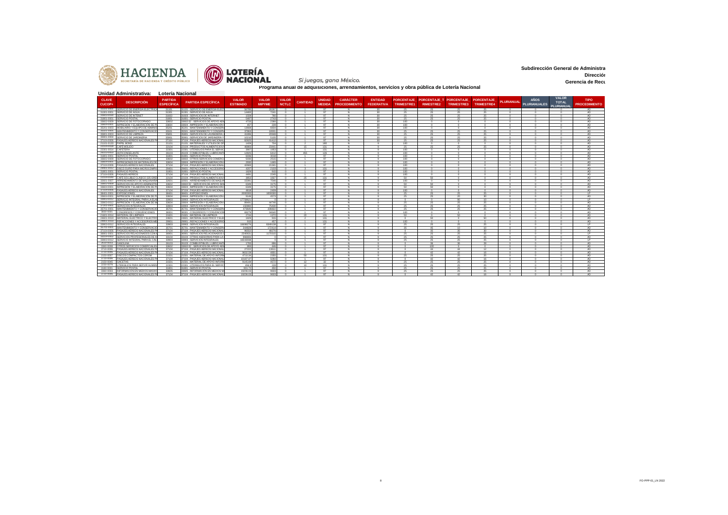Subdirección General de Administra

Direcciór

Gerencia de Recu

HACIENDA | SECRETARÍA DE HACIENDA Y CRÉDITO PÚBLICO | LOTERÍA NACIONAL | Si juegas, gana México.

**Programa anual de adquisiciones, arrendamientos, servicios y obra pública de Lotería Nacional**

**Unidad Administrativa: Lotería Nacional**

| CLAVE CUCOP+ | DESCRIPCIÓN | PARTIDA ESPECÍFICA | PARTIDA ESPECÍFICA | VALOR ESTIMADO | VALOR MIPYME | VALOR NCTLC | CANTIDAD | UNIDAD MEDIDA | CARÁCTER PROCEDIMIENTO | ENTIDAD FEDERATIVA | PORCENTAJE TRIMESTRE1 | PORCENTAJE_T RIMESTRE2 | PORCENTAJE TRIMESTRE3 | PORCENTAJE TRIMESTRE4 | PLURIANUAL | AÑOS PLURIANUALES | VALOR TOTAL PLURIANUAL | TIPO PROCEDIMIENTO |
|---|---|---|---|---|---|---|---|---|---|---|---|---|---|---|---|---|---|---|
| 31101-0001 | SERVICIO DE ENERGIA ELECTRICA | 31101 | 31101 - SERVICIO DE ENERGIA ELEC | 56785 | 28397 | 0 | 1 | 97 | N | 30 | 25 | 25 | 25 | 25 | 0 | 0 | 0 | AD |
| 31301-0001 | SERVICIO DE AGUA | 31301 | 31301 - SERVICIO DE AGUA | 14483 | 7242 | 0 | 1 | 97 | N | 30 | 25 | 25 | 25 | 25 | 0 | 0 | 0 | AD |
| 31603-0030 | SERVICIO DE INTERNET | 31603 | 31603 - SERVICIOS DE INTERNET | 1569 | 785 | 0 | 1 | 97 | N | 30 | 25 | 25 | 25 | 25 | 0 | 0 | 0 | AD |
| 31801-0001 | SERVICIO POSTAL | 31801 | 31801 - SERVICIO POSTAL | 5497 | 2749 | 0 | 1 | 97 | N | 30 | 25 | 25 | 25 | 25 | 0 | 0 | 0 | AD |
| 33602-0009 | SERVICIO DE FOTOCOPIADO | 33602 | 33602 02 - SERVICIOS DE APOYO ADM | 4733 | 2366 | 0 | 1 | 97 | N | 30 | 100 | 0 | 0 | 0 | 0 | 0 | 0 | AD |
| 33604-0001 | IMPRESIÓN Y ELABORACIÓN DE PU | 33604 | 33604 - IMPRESIÓN Y ELABORACIÓN | 457 | 228 | 0 | 1 | 97 | N | 30 | 100 | 0 | 0 | 0 | 0 | 0 | 0 | AD |
| 35201-0003 | MOBILIARIO Y EQUIPO DE ADMINIS | 35201 | 35201 - MANTENIMIENTO Y CONSERV | 13668 | 6834 | 0 | 1 | 97 | N | 30 | 100 | 0 | 0 | 0 | 0 | 0 | 0 | AD |
| 35501-0005 | MANTENIMIENTO Y CONSERVACIÓN | 35501 | 35501 - MANTENIMIENTO Y CONSERV | 37663 | 18831 | 0 | 1 | 97 | N | 30 | 25 | 25 | 25 | 25 | 0 | 0 | 0 | AD |
| 35801-0003 | SERVICIO DE LIMPIEZA | 35801 | 35801 - SERVICIOS DE LAVANDERIA, | 41896 | 20948 | 0 | 1 | 97 | N | 30 | 25 | 25 | 25 | 25 | 0 | 0 | 0 | AD |
| 35901-0004 | SERVICIO DE JARDINERIA | 35901 | 35901 - SERVICIOS DE JARDINERIA Y | 10210 | 5105 | 0 | 1 | 97 | N | 30 | 25 | 25 | 25 | 25 | 0 | 0 | 0 | AD |
| 37104-0006 | PASAJES AEREOS NACIONALES PA | 37104 | 37104 - PASAJES AEREOS NACIONAL | 82825 | 41412 | 0 | 1 | 97 | N | 30 | 25 | 25 | 25 | 25 | 0 | 0 | 0 | AD |
| 21101-0133 | PAPEL BOND | 21101 | 21101 - MATERIALES Y UTILES DE OF | 1409 | 704 | 0 | 2 | 180 | N | 9 | 100 | 0 | 0 | 0 | 0 | 0 | 0 | AD |
| 22104-0109 | CAFÉ MOLIDO | 22104 | 22104 - PRODUCTOS ALIMENTICIOS | 46683 | 23341 | 0 | 15 | 131 | N | 9 | 25 | 25 | 25 | 25 | 0 | 0 | 0 | AD |
| 22301-0014 | CAFETERA | 22301 | 22301 - UTENSILIOS PARA EL SERVIC | 3907 | 1953 | 0 | 1 | 131 | N | 9 | 100 | 0 | 0 | 0 | 0 | 0 | 0 | AD |
| 26103-0007 | ANTICONGELANTE | 26103 | 26103 - COMBUSTIBLES, LUBRICANT | 12825 | 6412 | 0 | 455 | 128 | N | 9 | 100 | 0 | 0 | 0 | 0 | 0 | 0 | AD |
| 31801-0001 | SERVICIO POSTAL | 31801 | 31801 - SERVICIO POSTAL | 6036 | 3018 | 0 | 1 | 97 | N | 9 | 100 | 0 | 0 | 0 | 0 | 0 | 0 | AD |
| 33602-0009 | SERVICIO DE FOTOCOPIADO | 33602 | 33602 - OTROS SERVICIOS COMERCI | 5030 | 2515 | 0 | 1 | 97 | N | 9 | 100 | 0 | 0 | 0 | 0 | 0 | 0 | AD |
| 33604-0001 | IMPRESIONES DE MATERIALES DE | 33604 | 33604 - IMPRESIÓN Y ELABORACIÓN | 2930 | 1465 | 0 | 1 | 97 | N | 9 | 100 | 0 | 0 | 0 | 0 | 0 | 0 | AD |
| 37104-0006 | PASAJES AEREOS NACIONALES | 37104 | 37104 - PASAJES AEREOS NACIONAL | 42683 | 21341 | 0 | 1 | 97 | N | 9 | 100 | 0 | 0 | 0 | 0 | 0 | 0 | AD |
| 29401-0012 | DISCO DURO PARA MICROCOMPU | 29401 | 29401 - REFACCIONES Y ACCESORIO | 4207 | 2103 | 0 | 3 | 131 | N | 9 | 100 | 0 | 0 | 0 | 0 | 0 | 0 | AD |
| 31801-0001 | SERVICIO POSTAL | 31801 | 31801 - SERVICIO POSTAL | 1829 | 915 | 0 | 1 | 97 | N | 9 | 100 | 0 | 0 | 0 | 0 | 0 | 0 | AD |
| 37104-0006 | PASAJES AEREOS | 37104 | 37104 - PASAJES AEREOS NACIONAL | 6491 | 3245 | 0 | 1 | 97 | N | 9 | 100 | 0 | 0 | 0 | 0 | 0 | 0 | AD |
| 22104-0092 | CAFÉ SOLUBLE CLASICO 225 GRS | 22104 | 22104 - PRODUCTOS ALIMENTICIOS | 3853 | 1927 | 0 | 25 | 131 | N | 9 | 50 | 50 | 0 | 0 | 0 | 0 | 0 | AD |
| 32601-0007 | ARRENDAMIENTO DE MAQUINARIA | 32601 | 32601 - ARRENDAMIENTO DE MAQUI | 15091 | 7546 | 0 | 1 | 97 | N | 9 | 100 | 0 | 0 | 0 | 0 | 0 | 0 | AD |
| 33602-0009 | SERVICIOS DE APOYO ADMINISTRA | 33602 | 33602 02 - SERVICIOS DE APOYO ADM | 6349 | 3175 | 0 | 1 | 97 | N | 9 | 50 | 50 | 0 | 0 | 0 | 0 | 0 | AD |
| 33604-0001 | IMPRESIÓN Y ELABORACIÓN DE PU | 33604 | 33604 - IMPRESIÓN Y ELABORACIÓN | 6349 | 3175 | 0 | 1 | 97 | N | 9 | 50 | 50 | 0 | 0 | 0 | 0 | 0 | AD |
| 37104-0006 | PASAJES AEREOS NACIONALES | 37104 | 37104 - PASAJES AEREOS NACIONAL | 4818 | 2409 | 0 | 1 | 97 | N | 9 | 100 | 0 | 0 | 0 | 0 | 0 | 0 | AD |
| 38401-0001 | EXPOSICIONES | 38401 | 38401 - EXPOSICIONES | 2000000 | 1000000 | 0 | 1 | 97 | N | 9 | 25 | 25 | 25 | 25 | 0 | 0 | 0 | LP |
| 33604-0001 | IMPRESIÓN Y ELABORACIÓN DE PU | 33604 | 33604 - IMPRESIÓN Y ELABORACIÓN | 9146 | 4573 | 0 | 1 | 97 | N | 9 | 25 | 25 | 20 | 30 | 0 | 0 | 0 | AD |
| 33903-0012 | SERVICIO INTEGRAL PARA LA ELAB | 33903 | 33903 - SERVICIOS INTEGRALES | 17758621 | 0 | 0 | 1 | 97 | N | 9 | 0 | 0 | 90 | 10 | 0 | 0 | 0 | LP |
| 33903-0012 | IMPRESIÓN Y ELABORACIÓN DE M | 33604 | 33604 - IMPRESIÓN Y ELABORACIÓN | 89491 | 44746 | 0 | 1 | 97 | N | 9 | 25 | 25 | 25 | 25 | 0 | 0 | 0 | AD |
| 33903-0003 | SERVICIOS INTEGRALES | 33903 | 33903 - SERVICIOS INTEGRALES | 150860 | 75430 | 0 | 1 | 97 | N | 9 | 25 | 25 | 25 | 25 | 0 | 0 | 0 | AD |
| 35701-0001 | MANTENIMIENTO Y CONSERVACIÓN | 35701 | 35701 - MANTENIMIENTO Y CONSERV | 473645 | 236822 | 0 | 1 | 97 | N | 9 | 25 | 25 | 25 | 25 | 0 | 0 | 0 | AD |
| 38301-0001 | CONGRESOS Y CONVENCIONES | 38301 | 38301 - CONGRESOS Y CONVENCIÓN | 69279 | 34640 | 0 | 1 | 97 | N | 9 | 100 | 0 | 0 | 0 | 0 | 0 | 0 | AD |
| 21601-0014 | MATERIAL DE LIMPIEZA | 21601 | 21601 - MATERIAL DE LIMPIEZA | 2744 | 1372 | 0 | 29 | 131 | N | 9 | 50 | 0 | 50 | 0 | 0 | 0 | 0 | AD |
| 24601-0019 | MATERIAL ELECTRICO Y ELECTRO | 24601 | 24601 - MATERIAL ELECTRICO Y ELEC | 1829 | 915 | 0 | 2 | 131 | N | 9 | 0 | 50 | 0 | 50 | 0 | 0 | 0 | AD |
| 29601-0016 | REFACCIONES Y ACCESORIOS ME | 29601 | 29601 - REFACCIONES Y ACCESORIO | 915 | 457 | 0 | 1 | 131 | N | 9 | 100 | 0 | 0 | 0 | 0 | 0 | 0 | AD |
| 33903-0012 | SERVICIOS INTEGRALES | 33903 | 33903 - SERVICIOS INTEGRALES | 16698276 | 8349138 | 0 | 1 | 97 | N | 9 | 25 | 25 | 25 | 25 | 0 | 0 | 0 | LP |
| 35701-0001 | MANTENIMIENTO Y CONSERVACIÓN | 35701 | 35701 - MANTENIMIENTO Y CONSERV | 344828 | 172414 | 0 | 1 | 97 | N | 9 | 35 | 45 | 10 | 10 | 0 | 0 | 0 | AD |
| 37104-0006 | PASAJES AEREOS NACIONALES PA | 37104 | 37104 - PASAJES AEREOS NACIONAL | 96552 | 48276 | 0 | 1 | 97 | N | 9 | 0 | 35 | 35 | 30 | 0 | 0 | 0 | AD |
| 33901-0001 | SERVICIOS RELACIONADOS CON N | 33901 | 33901 - SERVICIOS RELACIONADOS C | 2340631 | 1170316 | 0 | 1 | 97 | N | 9 | 25 | 25 | 25 | 25 | 0 | 0 | 0 | LP |
| 33104-0002 | SERVICIOS PROFESIONALES DE A | 33104 | 33104 - OTRAS ASESORIAS PARA LA | 966655 | 0 | 0 | 1 | 97 | N | 9 | 25 | 25 | 25 | 25 | 0 | 0 | 0 | AD |
| 33903-0012 | SERVICIO INTEGRAL PARA EL CAL | 33903 | 33903 - SERVICIOS INTEGRALES | 16540838 | 0 | 0 | 1 | 97 | N | 9 | 25 | 25 | 25 | 25 | 0 | 0 | 0 | LP |
| 2610-0023 | GASOLINA | 26103 | 26103 - COMBUSTIBLES, LUBRICANT | 1793 | 896 | 0 | 1 | 97 | N | 9 | 0 | 36 | 36 | 28 | 0 | 0 | 0 | AD |
| 3360-0009 | OTROS SERVICIOS COMERCIALES | 33602 | 33602 02 - SERVICIOS DE APOYO ADM | 893 | 446 | 0 | 1 | 97 | N | 9 | 0 | 100 | 0 | 0 | 0 | 0 | 0 | AD |
| 3710-0006 | PASAJES AEREOS NACIONALES PA | 37104 | 37104 - PASAJES AEREOS NACIONAL | 27222 | 13611 | 0 | 1 | 97 | N | 9 | 0 | 44 | 44 | 12 | 0 | 0 | 0 | AD |
| 3710-0006 | PASAJES AEREOS NACIONALES PA | 37104 | 37104 - PASAJES AEREOS NACIONAL | 9602.59 | 4801 | 0 | 1 | 97 | N | 9 | 0 | 42 | 42 | 16 | 0 | 0 | 0 | AD |
| 2150-0007 | DISCOS COMPACTOS CDROM | 21501 | 21501 - MATERIAL DE APOYO INFORM | 4710.34 | 2355 | 0 | 50 | 131 | N | 9 | 25 | 25 | 25 | 25 | 0 | 0 | 0 | AD |
| 3710-0006 | PASAJES AEREOS NACIONALES PA | 37104 | 37104 - PASAJES AEREOS NACIONAL | 10187.07 | 5093 | 0 | 1 | 97 | N | 9 | 0 | 42 | 42 | 16 | 0 | 0 | 0 | AD |
| 2150-0041 | GACETAS | 21501 | 21501 - MATERIAL DE APOYO INFORM | 9145.69 | 4572 | 0 | 12 | 32 | N | 9 | 25 | 25 | 25 | 25 | 0 | 0 | 0 | AD |
| 2230-0079 | UTENSILIOS PARA SERVIR ALIMEN | 22301 | 22301 - UTENSILIOS PARA EL SERVIC | 456.9 | 228 | 0 | 10 | 131 | N | 9 | 25 | 25 | 25 | 25 | 0 | 0 | 0 | AD |
| 3180-0001 | SERVICIO POSTAL | 31801 | 31801 - SERVICIO POSTAL | 501.72 | 250 | 0 | 1 | 97 | N | 9 | 25 | 25 | 25 | 25 | 0 | 0 | 0 | AD |
| 3360-0003 | INFORMACION EN MEDIOS MASIVO | 33605 | 33605 - INFORMACION EN MEDIOS M | 19206.03 | 9603 | 0 | 1 | 97 | N | 9 | 25 | 25 | 25 | 25 | 0 | 0 | 0 | AD |
| 3710-0006 | PASAJES AEREOS NACIONALES PA | 37104 | 37104 - PASAJES AEREOS NACIONAL | 19206.03 | 9603 | 0 | 1 | 97 | N | 9 | 0 | 42 | 42 | 16 | 0 | 0 | 0 | AD |

FO-PPP-01_LN 2022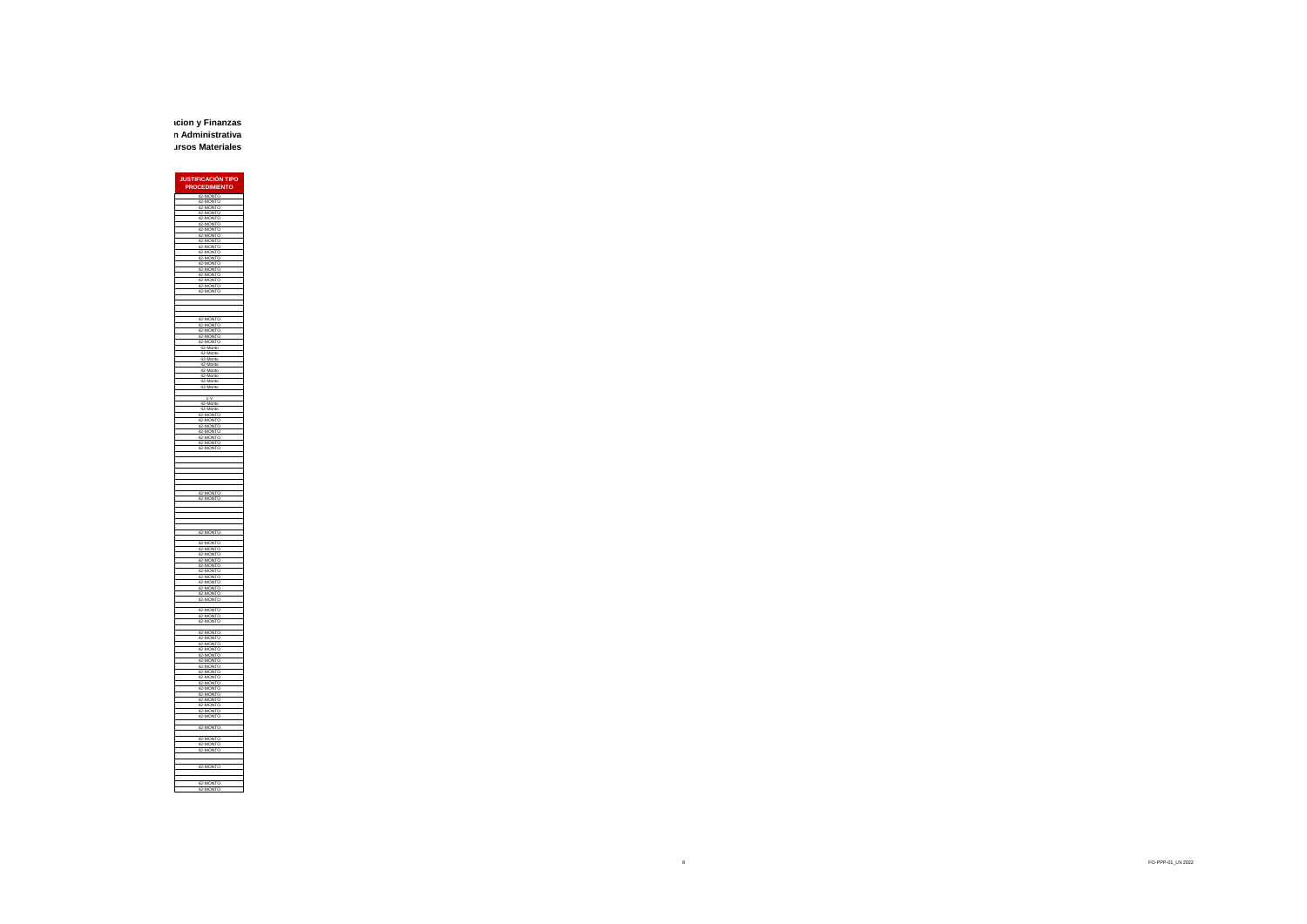**acion y Finanzas**
**n Administrativa**
**ursos Materiales**

| JUSTIFICACIÓN TIPO PROCEDIMIENTO |
|---|
| 42-MONTO |
| 42-MONTO |
| 42-MONTO |
| 42-MONTO |
| 42-MONTO |
| 42-MONTO |
| 42-MONTO |
| 42-MONTO |
| 42-MONTO |
| 42-MONTO |
| 42-MONTO |
| 42-MONTO |
| 42-MONTO |
| 42-MONTO |
| 42-MONTO |
| 42-MONTO |
| 42-MONTO |
| 42-MONTO |
| |
| |
| |
| |
| 42-MONTO |
| 42-MONTO |
| 42-MONTO |
| 42-MONTO |
| 42-MONTO |
| 42-Monto |
| 42-Monto |
| 42-Monto |
| 42-Monto |
| 42-Monto |
| 42-Monto |
| 42-Monto |
| 42-Monto |
| |
| 1-V |
| 42-Monto |
| 42-Monto |
| 42-MONTO |
| 42-MONTO |
| 42-MONTO |
| 42-MONTO |
| 42-MONTO |
| 42-MONTO |
| 42-MONTO |
| |
| |
| |
| |
| |
| |
| |
| |
| 42-MONTO |
| 42-MONTO |
| |
| |
| |
| |
| |
| 42-MONTO |
| |
| 42-MONTO |
| 42-MONTO |
| 42-MONTO |
| 42-MONTO |
| 42-MONTO |
| 42-MONTO |
| 42-MONTO |
| 42-MONTO |
| 42-MONTO |
| 42-MONTO |
| 42-MONTO |
| |
| 42-MONTO |
| 42-MONTO |
| 42-MONTO |
| |
| 42-MONTO |
| 42-MONTO |
| 42-MONTO |
| 42-MONTO |
| 42-MONTO |
| 42-MONTO |
| 42-MONTO |
| 42-MONTO |
| 42-MONTO |
| 42-MONTO |
| 42-MONTO |
| 42-MONTO |
| 42-MONTO |
| 42-MONTO |
| 42-MONTO |
| 42-MONTO |
| |
| 42-MONTO |
| |
| 42-MONTO |
| 42-MONTO |
| 42-MONTO |
| |
| |
| 42-MONTO |
| |
| |
| 42-MONTO |
| 42-MONTO |

FO-PPP-01_LN 2022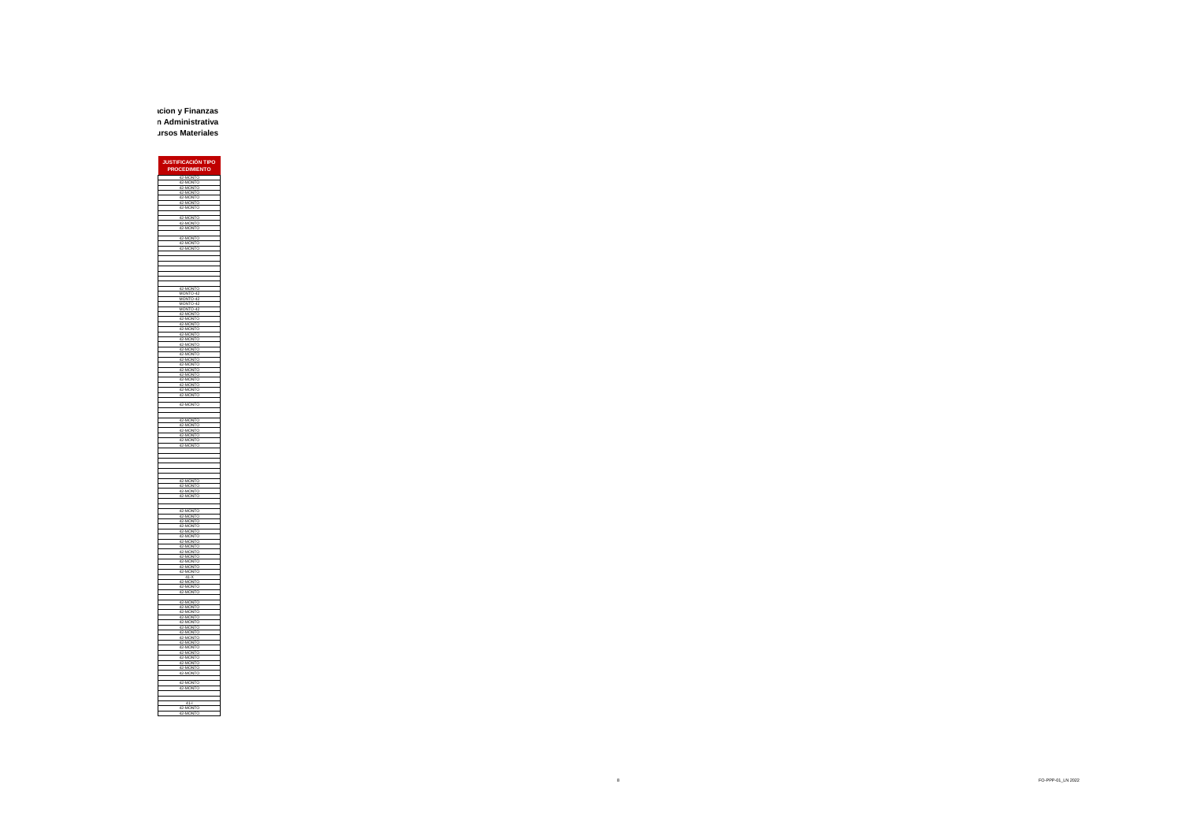**acion y Finanzas**
**n Administrativa**
**ursos Materiales**

| JUSTIFICACIÓN TIPO PROCEDIMIENTO |
|---|
| 42-MONTO |
| 42-MONTO |
| 42-MONTO |
| 42-MONTO |
| 42-MONTO |
| 42-MONTO |
| 42-MONTO |
| |
| 42-MONTO |
| 42-MONTO |
| 42-MONTO |
| |
| 42-MONTO |
| 42-MONTO |
| 42-MONTO |
| |
| |
| |
| |
| |
| |
| |
| |
| 42-MONTO |
| MONTO-42 |
| MONTO-42 |
| MONTO-42 |
| MONTO-42 |
| 42-MONTO |
| 42-MONTO |
| 42-MONTO |
| 42-MONTO |
| 42-MONTO |
| 42-MONTO |
| 42-MONTO |
| 42-MONTO |
| 42-MONTO |
| 42-MONTO |
| 42-MONTO |
| 42-MONTO |
| 42-MONTO |
| 42-MONTO |
| 42-MONTO |
| 42-MONTO |
| 42-MONTO |
| 42-MONTO |
| |
| 42-MONTO |
| |
| |
| |
| 42-MONTO |
| 42-MONTO |
| 42-MONTO |
| 42-MONTO |
| 42-MONTO |
| 42-MONTO |
| |
| |
| |
| |
| |
| |
| |
| 42-MONTO |
| 42-MONTO |
| 42-MONTO |
| 42-MONTO |
| |
| |
| 42-MONTO |
| 42-MONTO |
| 42-MONTO |
| 42-MONTO |
| 42-MONTO |
| 42-MONTO |
| 42-MONTO |
| 42-MONTO |
| 42-MONTO |
| 42-MONTO |
| 42-MONTO |
| 42-MONTO |
| 42-MONTO |
| 42-MONTO |
| 01-X |
| 42-MONTO |
| 42-MONTO |
| 42-MONTO |
| |
| 42-MONTO |
| 42-MONTO |
| 42-MONTO |
| 42-MONTO |
| 42-MONTO |
| 42-MONTO |
| 42-MONTO |
| 42-MONTO |
| 42-MONTO |
| 42-MONTO |
| 42-MONTO |
| 42-MONTO |
| 42-MONTO |
| 42-MONTO |
| 42-MONTO |
| 42-MONTO |
| |
| 42-MONTO |
| 42-MONTO |
| |
| |
| 41-I |
| 42-MONTO |
| 42-MONTO |

FO-PPP-01_LN 2022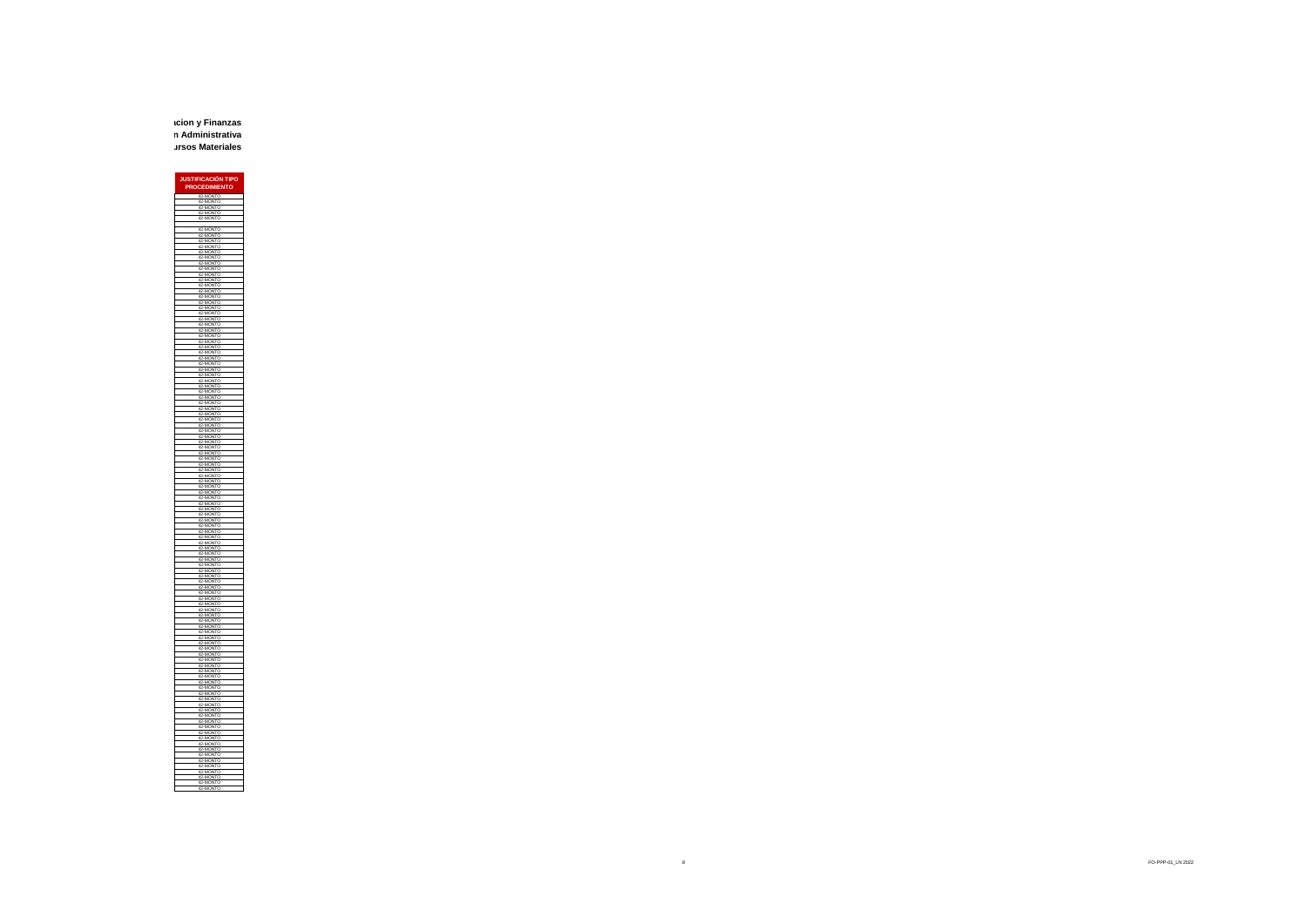**acion y Finanzas**

**n Administrativa**

**ursos Materiales**

| JUSTIFICACIÓN TIPO PROCEDIMIENTO |
|---|
| 42-MONTO |
| 42-MONTO |
| 42-MONTO |
| 42-MONTO |
| 42-MONTO |
| |
| 42-MONTO |
| 42-MONTO |
| 42-MONTO |
| 42-MONTO |
| 42-MONTO |
| 42-MONTO |
| 42-MONTO |
| 42-MONTO |
| 42-MONTO |
| 42-MONTO |
| 42-MONTO |
| 42-MONTO |
| 42-MONTO |
| 42-MONTO |
| 42-MONTO |
| 42-MONTO |
| 42-MONTO |
| 42-MONTO |
| 42-MONTO |
| 42-MONTO |
| 42-MONTO |
| 42-MONTO |
| 42-MONTO |
| 42-MONTO |
| 42-MONTO |
| 42-MONTO |
| 42-MONTO |
| 42-MONTO |
| 42-MONTO |
| 42-MONTO |
| 42-MONTO |
| 42-MONTO |
| 42-MONTO |
| 42-MONTO |
| 42-MONTO |
| 42-MONTO |
| 42-MONTO |
| 42-MONTO |
| 42-MONTO |
| 42-MONTO |
| 42-MONTO |
| 42-MONTO |
| 42-MONTO |
| 42-MONTO |
| 42-MONTO |
| 42-MONTO |
| 42-MONTO |
| 42-MONTO |
| 42-MONTO |
| 42-MONTO |
| 42-MONTO |
| 42-MONTO |
| 42-MONTO |
| 42-MONTO |
| 42-MONTO |
| 42-MONTO |
| 42-MONTO |
| 42-MONTO |
| 42-MONTO |
| 42-MONTO |
| 42-MONTO |
| 42-MONTO |
| 42-MONTO |
| 42-MONTO |
| 42-MONTO |
| 42-MONTO |
| 42-MONTO |
| 42-MONTO |
| 42-MONTO |
| 42-MONTO |
| 42-MONTO |
| 42-MONTO |
| 42-MONTO |
| 42-MONTO |
| 42-MONTO |
| 42-MONTO |
| 42-MONTO |
| 42-MONTO |
| 42-MONTO |
| 42-MONTO |
| 42-MONTO |
| 42-MONTO |
| 42-MONTO |
| 42-MONTO |
| 42-MONTO |
| 42-MONTO |
| 42-MONTO |
| 42-MONTO |
| 42-MONTO |
| 42-MONTO |
| 42-MONTO |
| 42-MONTO |
| 42-MONTO |
| 42-MONTO |
| 42-MONTO |
| 42-MONTO |
| 42-MONTO |
| 42-MONTO |
| 42-MONTO |
| 42-MONTO |
| 42-MONTO |
| 42-MONTO |
| 42-MONTO |
| 42-MONTO |
| 42-MONTO |
| 42-MONTO |
| 42-MONTO |
| 42-MONTO |
| 42-MONTO |
| 42-MONTO |
| 42-MONTO |
| 42-MONTO |
| 42-MONTO |
| 42-MONTO |
| 42-MONTO |
| 42-MONTO |
| 42-MONTO |
| 42-MONTO |
| 42-MONTO |
| 42-MONTO |
| 42-MONTO |
| 42-MONTO |
| 42-MONTO |
| 42-MONTO |
| 42-MONTO |

FO-PPP-01_LN 2022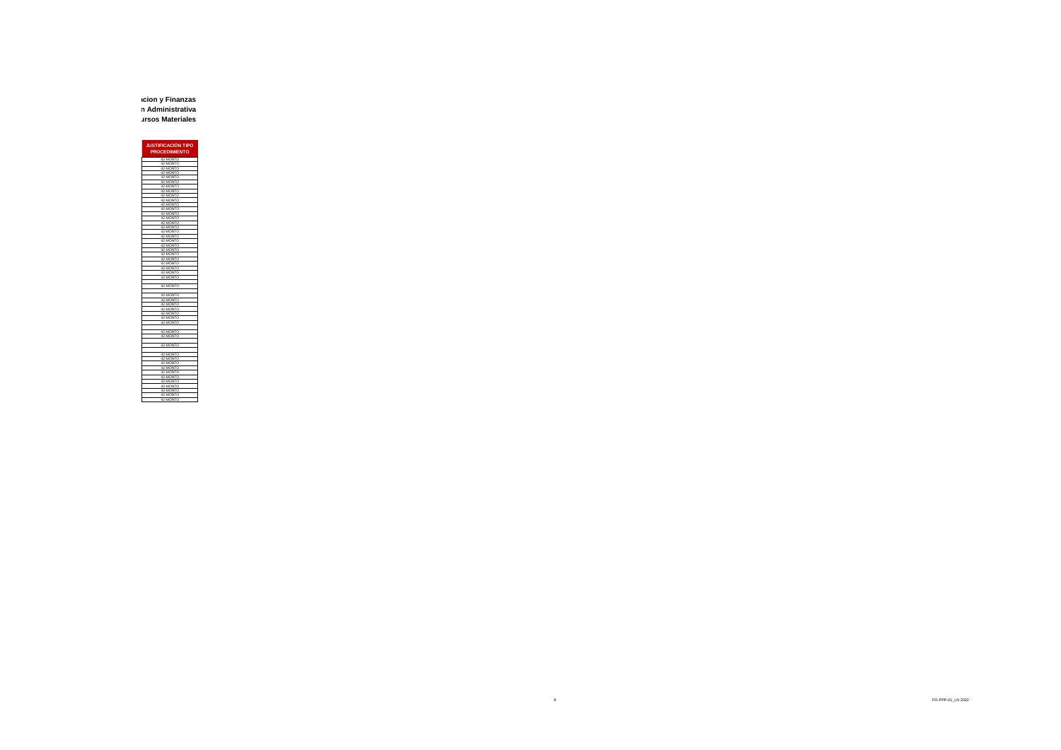**acion y Finanzas**

**n Administrativa**

**ursos Materiales**

| JUSTIFICACIÓN TIPO PROCEDIMIENTO |
|---|
| 42-MONTO |
| 42-MONTO |
| 42-MONTO |
| 42-MONTO |
| 42-MONTO |
| 42-MONTO |
| 42-MONTO |
| 42-MONTO |
| 42-MONTO |
| 42-MONTO |
| 42-MONTO |
| 42-MONTO |
| 42-MONTO |
| 42-MONTO |
| 42-MONTO |
| 42-MONTO |
| 42-MONTO |
| 42-MONTO |
| 42-MONTO |
| 42-MONTO |
| 42-MONTO |
| 42-MONTO |
| 42-MONTO |
| 42-MONTO |
| 42-MONTO |
| 42-MONTO |
| 42-MONTO |
| 42-MONTO |
| 42-MONTO |
| |
| 42-MONTO |
| |
| 42-MONTO |
| 42-MONTO |
| 42-MONTO |
| 42-MONTO |
| 42-MONTO |
| 42-MONTO |
| 42-MONTO |
| |
| 42-MONTO |
| 42-MONTO |
| |
| 42-MONTO |
| |
| 42-MONTO |
| 42-MONTO |
| 42-MONTO |
| 42-MONTO |
| 42-MONTO |
| 42-MONTO |
| 42-MONTO |
| 42-MONTO |
| 42-MONTO |
| 42-MONTO |
| 42-MONTO |